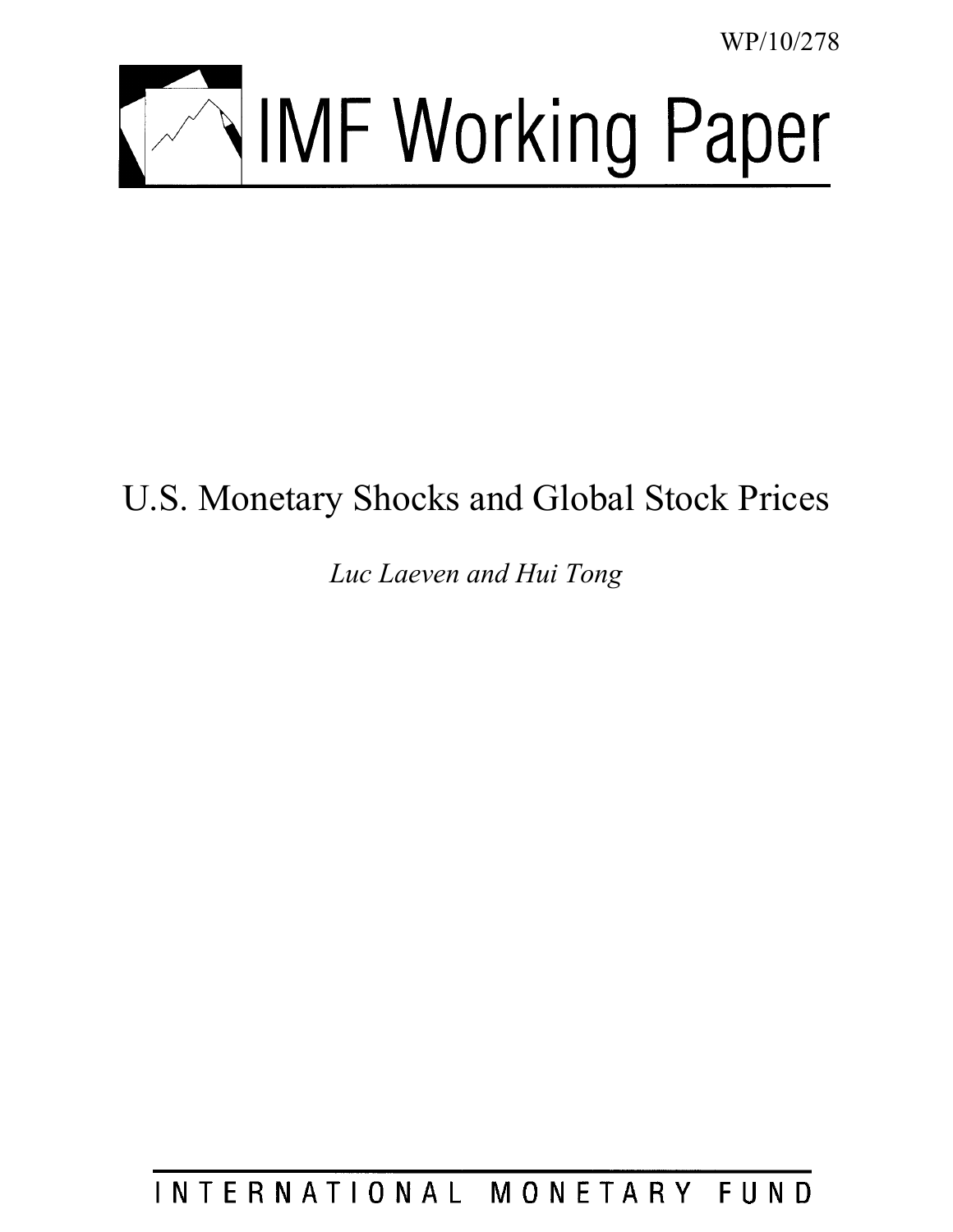WP/10/278

# IMF Working Paper

# U.S. Monetary Shocks and Global Stock Prices

*Luc Laeven and Hui Tong*

INTERNATIONAL MONETARY FUND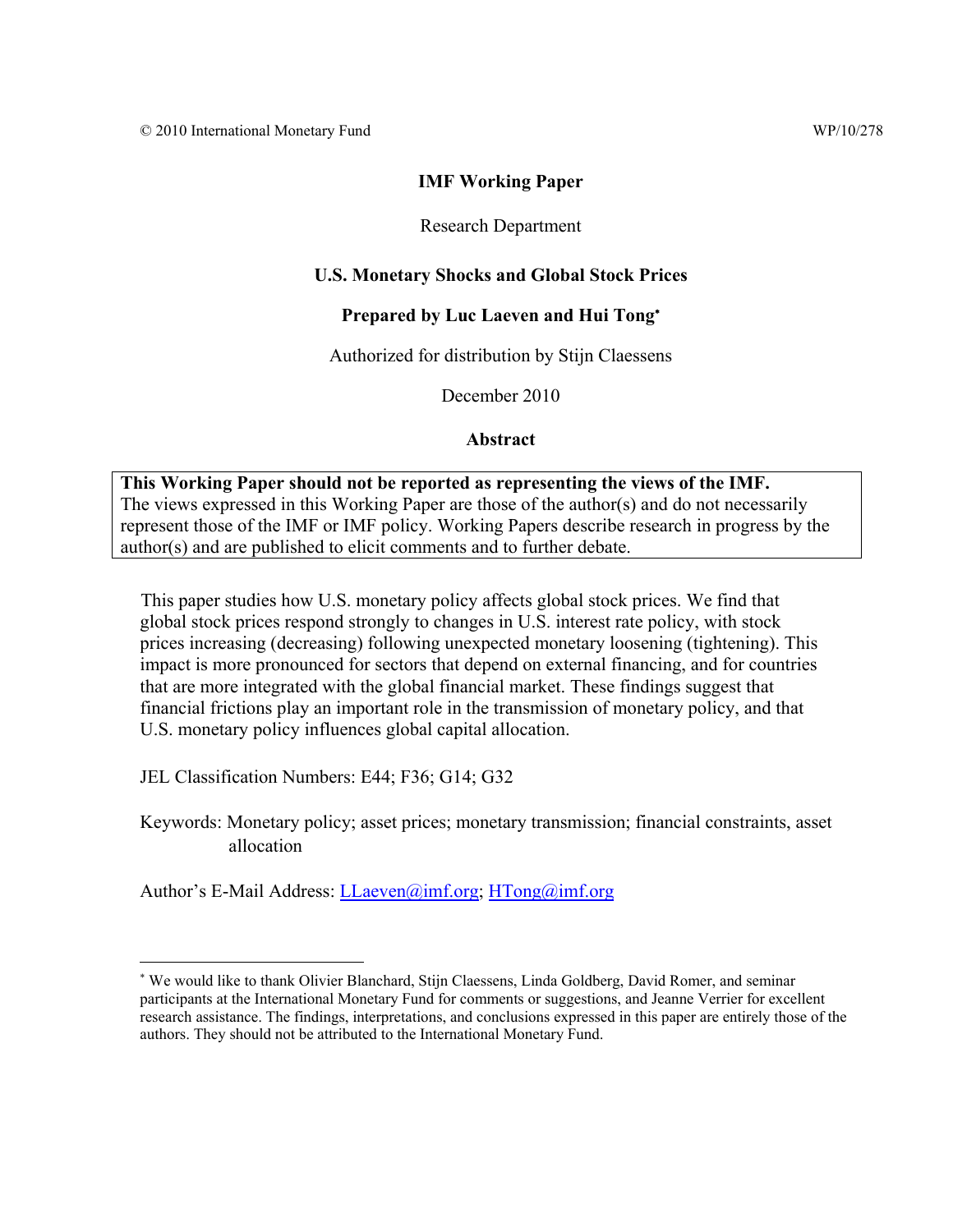© 2010 International Monetary Fund WP/10/278

**IMF Working Paper**

Research Department

**U.S. Monetary Shocks and Global Stock Prices**

**Prepared by Luc Laeven and Hui Tong[*]**

Authorized for distribution by Stijn Claessens

December 2010

**Abstract**

> **This Working Paper should not be reported as representing the views of the IMF.**
> The views expressed in this Working Paper are those of the author(s) and do not necessarily represent those of the IMF or IMF policy. Working Papers describe research in progress by the author(s) and are published to elicit comments and to further debate.

This paper studies how U.S. monetary policy affects global stock prices. We find that global stock prices respond strongly to changes in U.S. interest rate policy, with stock prices increasing (decreasing) following unexpected monetary loosening (tightening). This impact is more pronounced for sectors that depend on external financing, and for countries that are more integrated with the global financial market. These findings suggest that financial frictions play an important role in the transmission of monetary policy, and that U.S. monetary policy influences global capital allocation.

JEL Classification Numbers: E44; F36; G14; G32

Keywords: Monetary policy; asset prices; monetary transmission; financial constraints, asset allocation

Author's E-Mail Address: LLaeven@imf.org; HTong@imf.org

---

[*] We would like to thank Olivier Blanchard, Stijn Claessens, Linda Goldberg, David Romer, and seminar participants at the International Monetary Fund for comments or suggestions, and Jeanne Verrier for excellent research assistance. The findings, interpretations, and conclusions expressed in this paper are entirely those of the authors. They should not be attributed to the International Monetary Fund.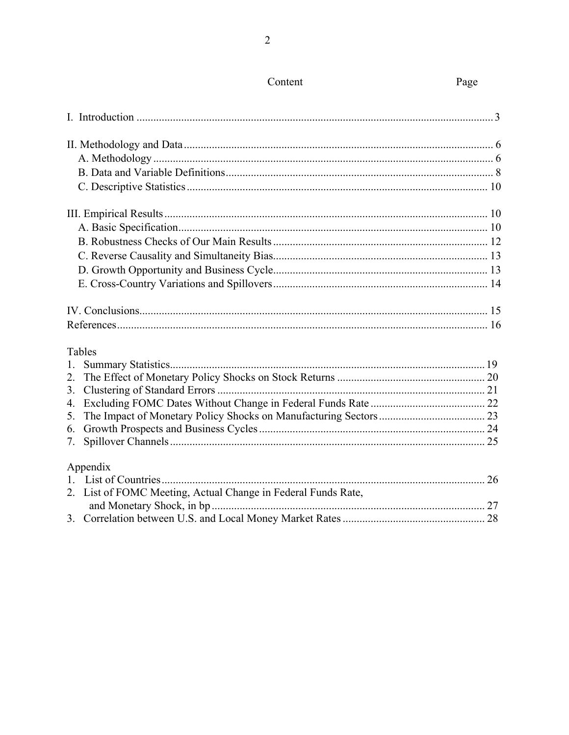| Content | Page |
|---|---|
| I. Introduction | 3 |
| II. Methodology and Data | 6 |
| A. Methodology | 6 |
| B. Data and Variable Definitions | 8 |
| C. Descriptive Statistics | 10 |
| III. Empirical Results | 10 |
| A. Basic Specification | 10 |
| B. Robustness Checks of Our Main Results | 12 |
| C. Reverse Causality and Simultaneity Bias | 13 |
| D. Growth Opportunity and Business Cycle | 13 |
| E. Cross-Country Variations and Spillovers | 14 |
| IV. Conclusions | 15 |
| References | 16 |

Tables

| | |
|---|---|
| 1. Summary Statistics | 19 |
| 2. The Effect of Monetary Policy Shocks on Stock Returns | 20 |
| 3. Clustering of Standard Errors | 21 |
| 4. Excluding FOMC Dates Without Change in Federal Funds Rate | 22 |
| 5. The Impact of Monetary Policy Shocks on Manufacturing Sectors | 23 |
| 6. Growth Prospects and Business Cycles | 24 |
| 7. Spillover Channels | 25 |

Appendix

| | |
|---|---|
| 1. List of Countries | 26 |
| 2. List of FOMC Meeting, Actual Change in Federal Funds Rate, and Monetary Shock, in bp | 27 |
| 3. Correlation between U.S. and Local Money Market Rates | 28 |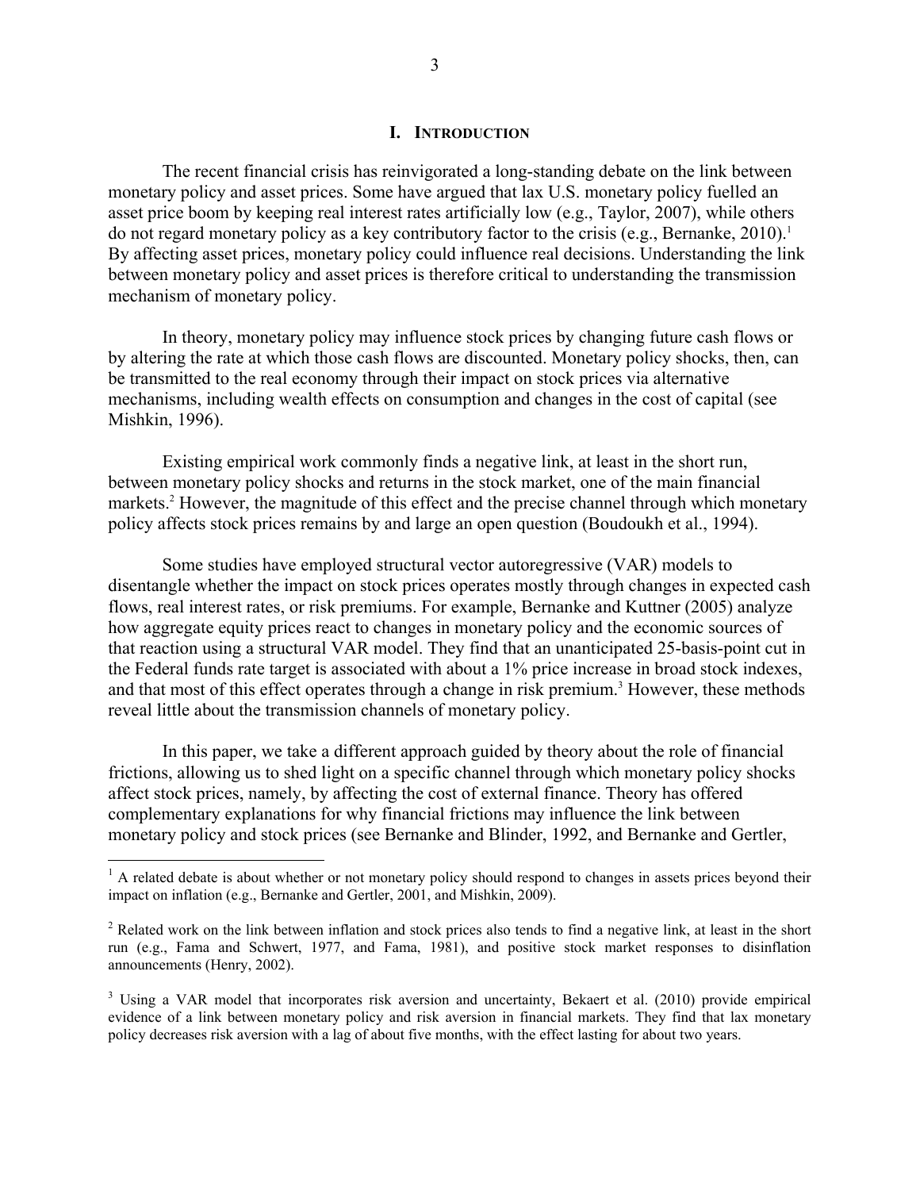# I. INTRODUCTION

The recent financial crisis has reinvigorated a long-standing debate on the link between monetary policy and asset prices. Some have argued that lax U.S. monetary policy fuelled an asset price boom by keeping real interest rates artificially low (e.g., Taylor, 2007), while others do not regard monetary policy as a key contributory factor to the crisis (e.g., Bernanke, 2010).[1] By affecting asset prices, monetary policy could influence real decisions. Understanding the link between monetary policy and asset prices is therefore critical to understanding the transmission mechanism of monetary policy.

In theory, monetary policy may influence stock prices by changing future cash flows or by altering the rate at which those cash flows are discounted. Monetary policy shocks, then, can be transmitted to the real economy through their impact on stock prices via alternative mechanisms, including wealth effects on consumption and changes in the cost of capital (see Mishkin, 1996).

Existing empirical work commonly finds a negative link, at least in the short run, between monetary policy shocks and returns in the stock market, one of the main financial markets.[2] However, the magnitude of this effect and the precise channel through which monetary policy affects stock prices remains by and large an open question (Boudoukh et al., 1994).

Some studies have employed structural vector autoregressive (VAR) models to disentangle whether the impact on stock prices operates mostly through changes in expected cash flows, real interest rates, or risk premiums. For example, Bernanke and Kuttner (2005) analyze how aggregate equity prices react to changes in monetary policy and the economic sources of that reaction using a structural VAR model. They find that an unanticipated 25-basis-point cut in the Federal funds rate target is associated with about a 1% price increase in broad stock indexes, and that most of this effect operates through a change in risk premium.[3] However, these methods reveal little about the transmission channels of monetary policy.

In this paper, we take a different approach guided by theory about the role of financial frictions, allowing us to shed light on a specific channel through which monetary policy shocks affect stock prices, namely, by affecting the cost of external finance. Theory has offered complementary explanations for why financial frictions may influence the link between monetary policy and stock prices (see Bernanke and Blinder, 1992, and Bernanke and Gertler,

---

[1] A related debate is about whether or not monetary policy should respond to changes in assets prices beyond their impact on inflation (e.g., Bernanke and Gertler, 2001, and Mishkin, 2009).

[2] Related work on the link between inflation and stock prices also tends to find a negative link, at least in the short run (e.g., Fama and Schwert, 1977, and Fama, 1981), and positive stock market responses to disinflation announcements (Henry, 2002).

[3] Using a VAR model that incorporates risk aversion and uncertainty, Bekaert et al. (2010) provide empirical evidence of a link between monetary policy and risk aversion in financial markets. They find that lax monetary policy decreases risk aversion with a lag of about five months, with the effect lasting for about two years.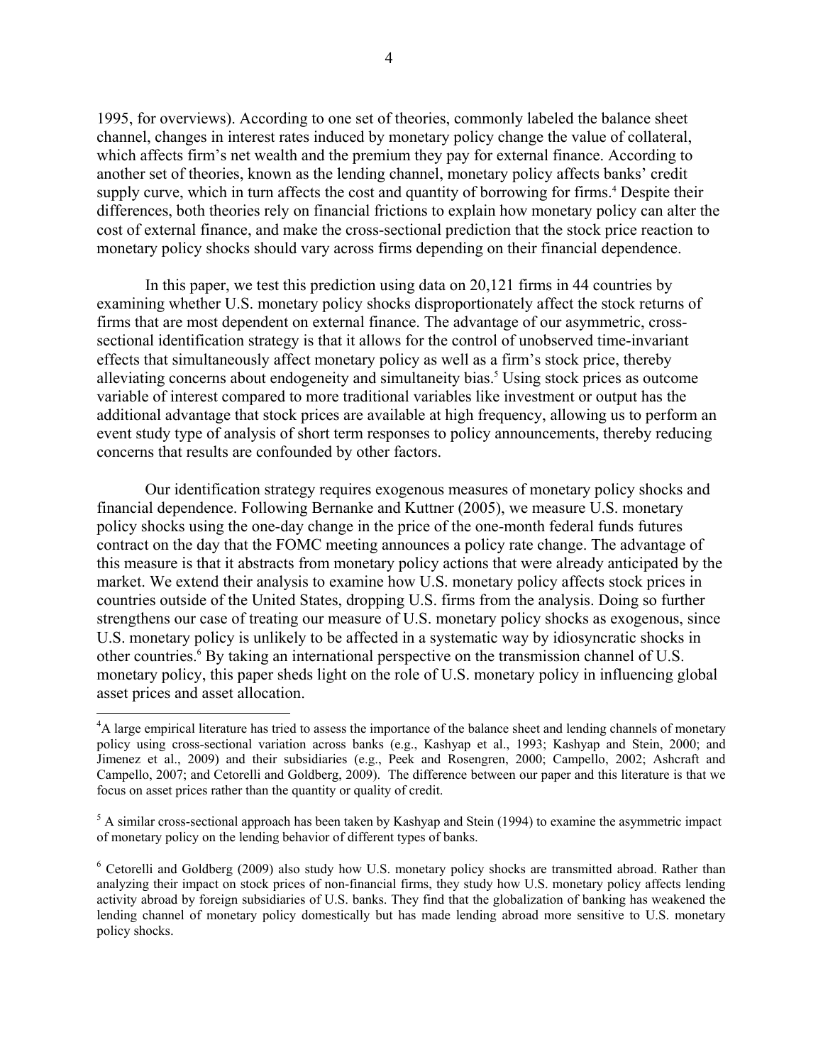1995, for overviews). According to one set of theories, commonly labeled the balance sheet channel, changes in interest rates induced by monetary policy change the value of collateral, which affects firm's net wealth and the premium they pay for external finance. According to another set of theories, known as the lending channel, monetary policy affects banks' credit supply curve, which in turn affects the cost and quantity of borrowing for firms.[4] Despite their differences, both theories rely on financial frictions to explain how monetary policy can alter the cost of external finance, and make the cross-sectional prediction that the stock price reaction to monetary policy shocks should vary across firms depending on their financial dependence.

In this paper, we test this prediction using data on 20,121 firms in 44 countries by examining whether U.S. monetary policy shocks disproportionately affect the stock returns of firms that are most dependent on external finance. The advantage of our asymmetric, cross-sectional identification strategy is that it allows for the control of unobserved time-invariant effects that simultaneously affect monetary policy as well as a firm's stock price, thereby alleviating concerns about endogeneity and simultaneity bias.[5] Using stock prices as outcome variable of interest compared to more traditional variables like investment or output has the additional advantage that stock prices are available at high frequency, allowing us to perform an event study type of analysis of short term responses to policy announcements, thereby reducing concerns that results are confounded by other factors.

Our identification strategy requires exogenous measures of monetary policy shocks and financial dependence. Following Bernanke and Kuttner (2005), we measure U.S. monetary policy shocks using the one-day change in the price of the one-month federal funds futures contract on the day that the FOMC meeting announces a policy rate change. The advantage of this measure is that it abstracts from monetary policy actions that were already anticipated by the market. We extend their analysis to examine how U.S. monetary policy affects stock prices in countries outside of the United States, dropping U.S. firms from the analysis. Doing so further strengthens our case of treating our measure of U.S. monetary policy shocks as exogenous, since U.S. monetary policy is unlikely to be affected in a systematic way by idiosyncratic shocks in other countries.[6] By taking an international perspective on the transmission channel of U.S. monetary policy, this paper sheds light on the role of U.S. monetary policy in influencing global asset prices and asset allocation.

[4] A large empirical literature has tried to assess the importance of the balance sheet and lending channels of monetary policy using cross-sectional variation across banks (e.g., Kashyap et al., 1993; Kashyap and Stein, 2000; and Jimenez et al., 2009) and their subsidiaries (e.g., Peek and Rosengren, 2000; Campello, 2002; Ashcraft and Campello, 2007; and Cetorelli and Goldberg, 2009). The difference between our paper and this literature is that we focus on asset prices rather than the quantity or quality of credit.

[5] A similar cross-sectional approach has been taken by Kashyap and Stein (1994) to examine the asymmetric impact of monetary policy on the lending behavior of different types of banks.

[6] Cetorelli and Goldberg (2009) also study how U.S. monetary policy shocks are transmitted abroad. Rather than analyzing their impact on stock prices of non-financial firms, they study how U.S. monetary policy affects lending activity abroad by foreign subsidiaries of U.S. banks. They find that the globalization of banking has weakened the lending channel of monetary policy domestically but has made lending abroad more sensitive to U.S. monetary policy shocks.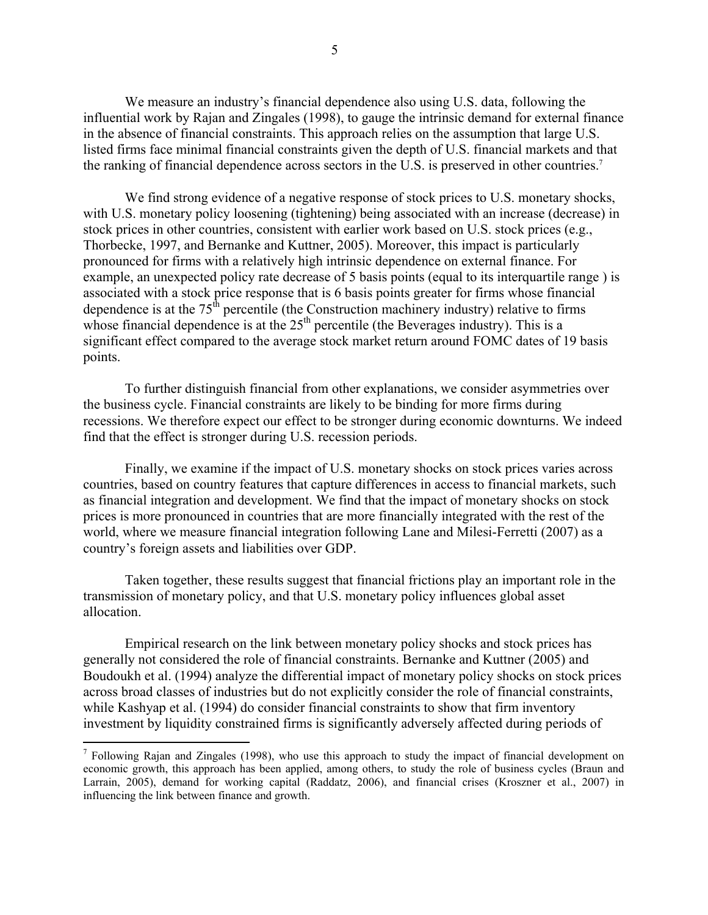We measure an industry's financial dependence also using U.S. data, following the influential work by Rajan and Zingales (1998), to gauge the intrinsic demand for external finance in the absence of financial constraints. This approach relies on the assumption that large U.S. listed firms face minimal financial constraints given the depth of U.S. financial markets and that the ranking of financial dependence across sectors in the U.S. is preserved in other countries.[7]

We find strong evidence of a negative response of stock prices to U.S. monetary shocks, with U.S. monetary policy loosening (tightening) being associated with an increase (decrease) in stock prices in other countries, consistent with earlier work based on U.S. stock prices (e.g., Thorbecke, 1997, and Bernanke and Kuttner, 2005). Moreover, this impact is particularly pronounced for firms with a relatively high intrinsic dependence on external finance. For example, an unexpected policy rate decrease of 5 basis points (equal to its interquartile range ) is associated with a stock price response that is 6 basis points greater for firms whose financial dependence is at the 75th percentile (the Construction machinery industry) relative to firms whose financial dependence is at the 25th percentile (the Beverages industry). This is a significant effect compared to the average stock market return around FOMC dates of 19 basis points.

To further distinguish financial from other explanations, we consider asymmetries over the business cycle. Financial constraints are likely to be binding for more firms during recessions. We therefore expect our effect to be stronger during economic downturns. We indeed find that the effect is stronger during U.S. recession periods.

Finally, we examine if the impact of U.S. monetary shocks on stock prices varies across countries, based on country features that capture differences in access to financial markets, such as financial integration and development. We find that the impact of monetary shocks on stock prices is more pronounced in countries that are more financially integrated with the rest of the world, where we measure financial integration following Lane and Milesi-Ferretti (2007) as a country's foreign assets and liabilities over GDP.

Taken together, these results suggest that financial frictions play an important role in the transmission of monetary policy, and that U.S. monetary policy influences global asset allocation.

Empirical research on the link between monetary policy shocks and stock prices has generally not considered the role of financial constraints. Bernanke and Kuttner (2005) and Boudoukh et al. (1994) analyze the differential impact of monetary policy shocks on stock prices across broad classes of industries but do not explicitly consider the role of financial constraints, while Kashyap et al. (1994) do consider financial constraints to show that firm inventory investment by liquidity constrained firms is significantly adversely affected during periods of

---

[7] Following Rajan and Zingales (1998), who use this approach to study the impact of financial development on economic growth, this approach has been applied, among others, to study the role of business cycles (Braun and Larrain, 2005), demand for working capital (Raddatz, 2006), and financial crises (Kroszner et al., 2007) in influencing the link between finance and growth.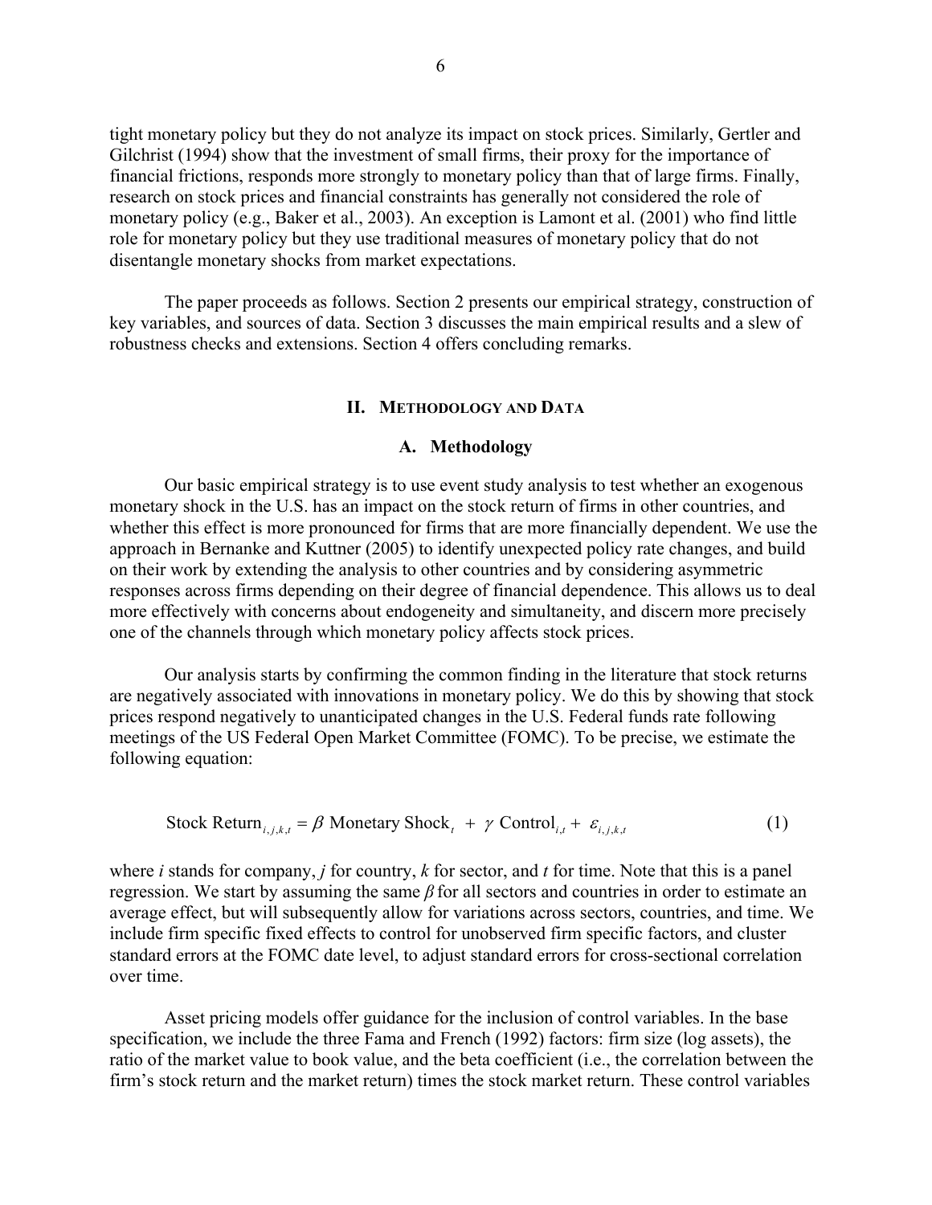tight monetary policy but they do not analyze its impact on stock prices. Similarly, Gertler and Gilchrist (1994) show that the investment of small firms, their proxy for the importance of financial frictions, responds more strongly to monetary policy than that of large firms. Finally, research on stock prices and financial constraints has generally not considered the role of monetary policy (e.g., Baker et al., 2003). An exception is Lamont et al. (2001) who find little role for monetary policy but they use traditional measures of monetary policy that do not disentangle monetary shocks from market expectations.

The paper proceeds as follows. Section 2 presents our empirical strategy, construction of key variables, and sources of data. Section 3 discusses the main empirical results and a slew of robustness checks and extensions. Section 4 offers concluding remarks.

## II. Methodology and Data

### A. Methodology

Our basic empirical strategy is to use event study analysis to test whether an exogenous monetary shock in the U.S. has an impact on the stock return of firms in other countries, and whether this effect is more pronounced for firms that are more financially dependent. We use the approach in Bernanke and Kuttner (2005) to identify unexpected policy rate changes, and build on their work by extending the analysis to other countries and by considering asymmetric responses across firms depending on their degree of financial dependence. This allows us to deal more effectively with concerns about endogeneity and simultaneity, and discern more precisely one of the channels through which monetary policy affects stock prices.

Our analysis starts by confirming the common finding in the literature that stock returns are negatively associated with innovations in monetary policy. We do this by showing that stock prices respond negatively to unanticipated changes in the U.S. Federal funds rate following meetings of the US Federal Open Market Committee (FOMC). To be precise, we estimate the following equation:

$$\text{Stock Return}_{i,j,k,t} = \beta \text{ Monetary Shock}_{t} + \gamma \text{ Control}_{i,t} + \varepsilon_{i,j,k,t} \tag{1}$$

where $i$ stands for company, $j$ for country, $k$ for sector, and $t$ for time. Note that this is a panel regression. We start by assuming the same $\beta$ for all sectors and countries in order to estimate an average effect, but will subsequently allow for variations across sectors, countries, and time. We include firm specific fixed effects to control for unobserved firm specific factors, and cluster standard errors at the FOMC date level, to adjust standard errors for cross-sectional correlation over time.

Asset pricing models offer guidance for the inclusion of control variables. In the base specification, we include the three Fama and French (1992) factors: firm size (log assets), the ratio of the market value to book value, and the beta coefficient (i.e., the correlation between the firm's stock return and the market return) times the stock market return. These control variables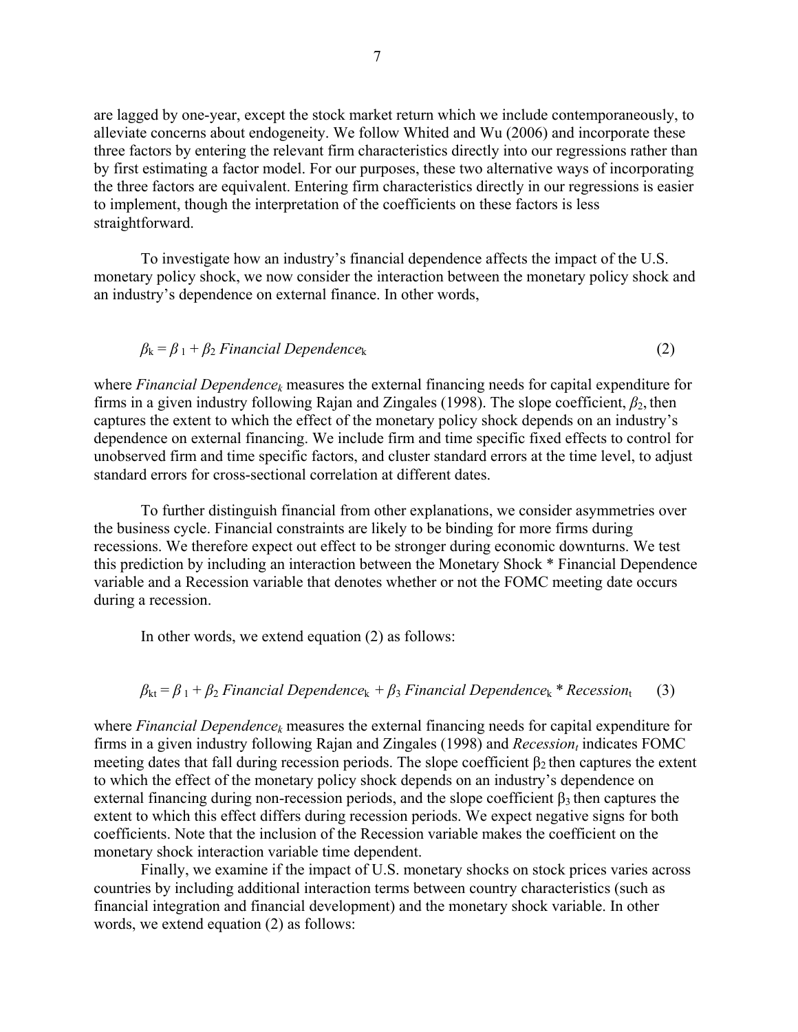are lagged by one-year, except the stock market return which we include contemporaneously, to alleviate concerns about endogeneity. We follow Whited and Wu (2006) and incorporate these three factors by entering the relevant firm characteristics directly into our regressions rather than by first estimating a factor model. For our purposes, these two alternative ways of incorporating the three factors are equivalent. Entering firm characteristics directly in our regressions is easier to implement, though the interpretation of the coefficients on these factors is less straightforward.

To investigate how an industry's financial dependence affects the impact of the U.S. monetary policy shock, we now consider the interaction between the monetary policy shock and an industry's dependence on external finance. In other words,

$$\beta_k = \beta_1 + \beta_2 \, \textit{Financial Dependence}_k \tag{2}$$

where $\textit{Financial Dependence}_k$ measures the external financing needs for capital expenditure for firms in a given industry following Rajan and Zingales (1998). The slope coefficient, $\beta_2$, then captures the extent to which the effect of the monetary policy shock depends on an industry's dependence on external financing. We include firm and time specific fixed effects to control for unobserved firm and time specific factors, and cluster standard errors at the time level, to adjust standard errors for cross-sectional correlation at different dates.

To further distinguish financial from other explanations, we consider asymmetries over the business cycle. Financial constraints are likely to be binding for more firms during recessions. We therefore expect out effect to be stronger during economic downturns. We test this prediction by including an interaction between the Monetary Shock * Financial Dependence variable and a Recession variable that denotes whether or not the FOMC meeting date occurs during a recession.

In other words, we extend equation (2) as follows:

$$\beta_{kt} = \beta_1 + \beta_2 \, \textit{Financial Dependence}_k + \beta_3 \, \textit{Financial Dependence}_k * \textit{Recession}_t \tag{3}$$

where $\textit{Financial Dependence}_k$ measures the external financing needs for capital expenditure for firms in a given industry following Rajan and Zingales (1998) and $\textit{Recession}_t$ indicates FOMC meeting dates that fall during recession periods. The slope coefficient $\beta_2$ then captures the extent to which the effect of the monetary policy shock depends on an industry's dependence on external financing during non-recession periods, and the slope coefficient $\beta_3$ then captures the extent to which this effect differs during recession periods. We expect negative signs for both coefficients. Note that the inclusion of the Recession variable makes the coefficient on the monetary shock interaction variable time dependent.

Finally, we examine if the impact of U.S. monetary shocks on stock prices varies across countries by including additional interaction terms between country characteristics (such as financial integration and financial development) and the monetary shock variable. In other words, we extend equation (2) as follows: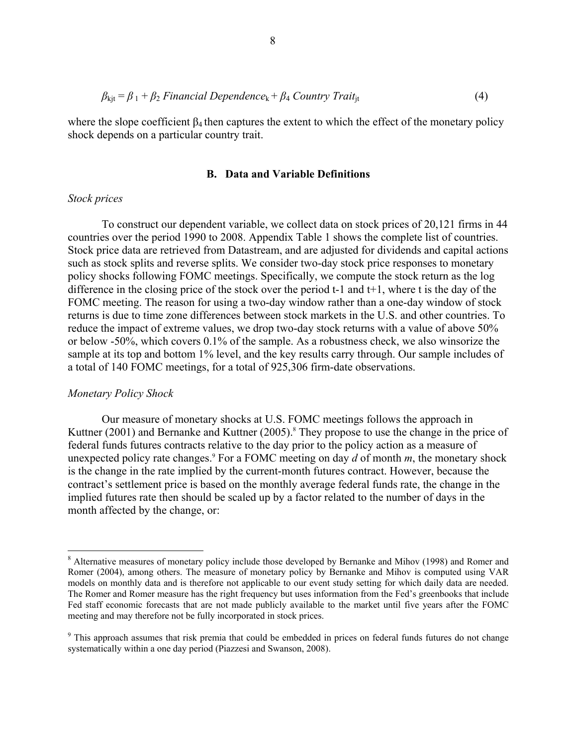$$\beta_{kjt} = \beta_1 + \beta_2 \textit{ Financial Dependence}_k + \beta_4 \textit{ Country Trait}_{jt} \quad (4)$$

where the slope coefficient $\beta_4$ then captures the extent to which the effect of the monetary policy shock depends on a particular country trait.

### B. Data and Variable Definitions

*Stock prices*

To construct our dependent variable, we collect data on stock prices of 20,121 firms in 44 countries over the period 1990 to 2008. Appendix Table 1 shows the complete list of countries. Stock price data are retrieved from Datastream, and are adjusted for dividends and capital actions such as stock splits and reverse splits. We consider two-day stock price responses to monetary policy shocks following FOMC meetings. Specifically, we compute the stock return as the log difference in the closing price of the stock over the period t-1 and t+1, where t is the day of the FOMC meeting. The reason for using a two-day window rather than a one-day window of stock returns is due to time zone differences between stock markets in the U.S. and other countries. To reduce the impact of extreme values, we drop two-day stock returns with a value of above 50% or below -50%, which covers 0.1% of the sample. As a robustness check, we also winsorize the sample at its top and bottom 1% level, and the key results carry through. Our sample includes of a total of 140 FOMC meetings, for a total of 925,306 firm-date observations.

*Monetary Policy Shock*

Our measure of monetary shocks at U.S. FOMC meetings follows the approach in Kuttner (2001) and Bernanke and Kuttner (2005).[8] They propose to use the change in the price of federal funds futures contracts relative to the day prior to the policy action as a measure of unexpected policy rate changes.[9] For a FOMC meeting on day *d* of month *m*, the monetary shock is the change in the rate implied by the current-month futures contract. However, because the contract's settlement price is based on the monthly average federal funds rate, the change in the implied futures rate then should be scaled up by a factor related to the number of days in the month affected by the change, or:

[8] Alternative measures of monetary policy include those developed by Bernanke and Mihov (1998) and Romer and Romer (2004), among others. The measure of monetary policy by Bernanke and Mihov is computed using VAR models on monthly data and is therefore not applicable to our event study setting for which daily data are needed. The Romer and Romer measure has the right frequency but uses information from the Fed's greenbooks that include Fed staff economic forecasts that are not made publicly available to the market until five years after the FOMC meeting and may therefore not be fully incorporated in stock prices.

[9] This approach assumes that risk premia that could be embedded in prices on federal funds futures do not change systematically within a one day period (Piazzesi and Swanson, 2008).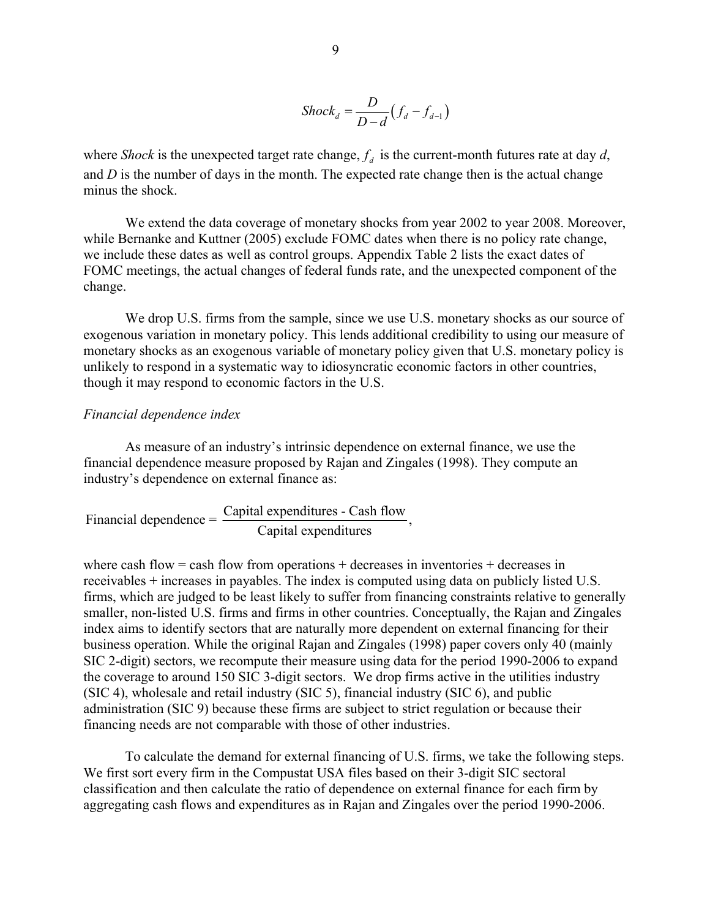$$Shock_d = \frac{D}{D-d}\left(f_d - f_{d-1}\right)$$

where *Shock* is the unexpected target rate change, $f_d$ is the current-month futures rate at day $d$, and $D$ is the number of days in the month. The expected rate change then is the actual change minus the shock.

We extend the data coverage of monetary shocks from year 2002 to year 2008. Moreover, while Bernanke and Kuttner (2005) exclude FOMC dates when there is no policy rate change, we include these dates as well as control groups. Appendix Table 2 lists the exact dates of FOMC meetings, the actual changes of federal funds rate, and the unexpected component of the change.

We drop U.S. firms from the sample, since we use U.S. monetary shocks as our source of exogenous variation in monetary policy. This lends additional credibility to using our measure of monetary shocks as an exogenous variable of monetary policy given that U.S. monetary policy is unlikely to respond in a systematic way to idiosyncratic economic factors in other countries, though it may respond to economic factors in the U.S.

*Financial dependence index*

As measure of an industry's intrinsic dependence on external finance, we use the financial dependence measure proposed by Rajan and Zingales (1998). They compute an industry's dependence on external finance as:

$$\text{Financial dependence} = \frac{\text{Capital expenditures - Cash flow}}{\text{Capital expenditures}},$$

where cash flow = cash flow from operations + decreases in inventories + decreases in receivables + increases in payables. The index is computed using data on publicly listed U.S. firms, which are judged to be least likely to suffer from financing constraints relative to generally smaller, non-listed U.S. firms and firms in other countries. Conceptually, the Rajan and Zingales index aims to identify sectors that are naturally more dependent on external financing for their business operation. While the original Rajan and Zingales (1998) paper covers only 40 (mainly SIC 2-digit) sectors, we recompute their measure using data for the period 1990-2006 to expand the coverage to around 150 SIC 3-digit sectors. We drop firms active in the utilities industry (SIC 4), wholesale and retail industry (SIC 5), financial industry (SIC 6), and public administration (SIC 9) because these firms are subject to strict regulation or because their financing needs are not comparable with those of other industries.

To calculate the demand for external financing of U.S. firms, we take the following steps. We first sort every firm in the Compustat USA files based on their 3-digit SIC sectoral classification and then calculate the ratio of dependence on external finance for each firm by aggregating cash flows and expenditures as in Rajan and Zingales over the period 1990-2006.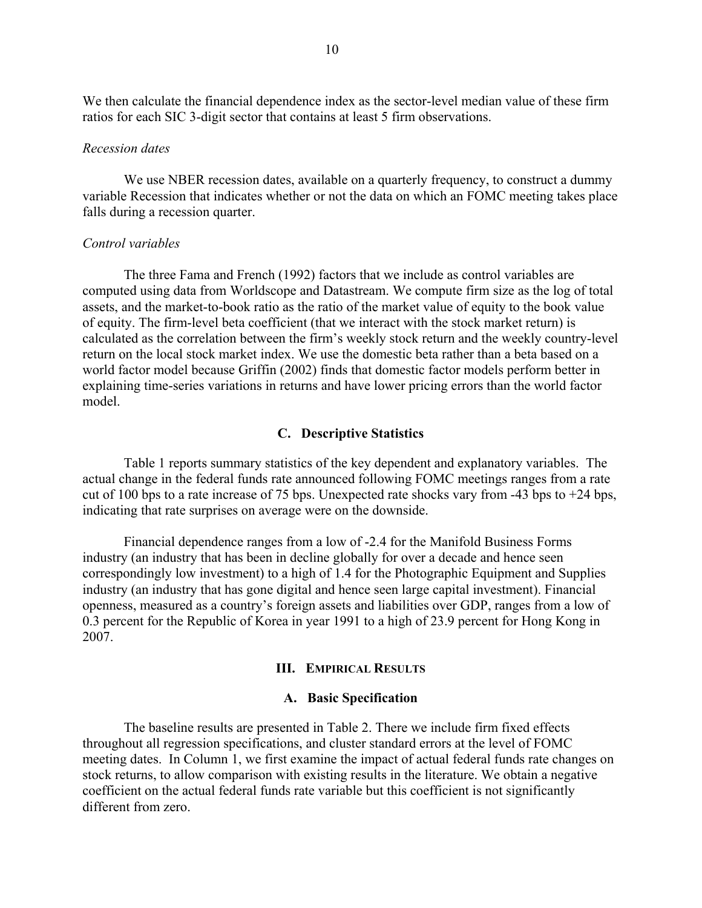We then calculate the financial dependence index as the sector-level median value of these firm ratios for each SIC 3-digit sector that contains at least 5 firm observations.

*Recession dates*

We use NBER recession dates, available on a quarterly frequency, to construct a dummy variable Recession that indicates whether or not the data on which an FOMC meeting takes place falls during a recession quarter.

*Control variables*

The three Fama and French (1992) factors that we include as control variables are computed using data from Worldscope and Datastream. We compute firm size as the log of total assets, and the market-to-book ratio as the ratio of the market value of equity to the book value of equity. The firm-level beta coefficient (that we interact with the stock market return) is calculated as the correlation between the firm's weekly stock return and the weekly country-level return on the local stock market index. We use the domestic beta rather than a beta based on a world factor model because Griffin (2002) finds that domestic factor models perform better in explaining time-series variations in returns and have lower pricing errors than the world factor model.

### C. Descriptive Statistics

Table 1 reports summary statistics of the key dependent and explanatory variables. The actual change in the federal funds rate announced following FOMC meetings ranges from a rate cut of 100 bps to a rate increase of 75 bps. Unexpected rate shocks vary from -43 bps to +24 bps, indicating that rate surprises on average were on the downside.

Financial dependence ranges from a low of -2.4 for the Manifold Business Forms industry (an industry that has been in decline globally for over a decade and hence seen correspondingly low investment) to a high of 1.4 for the Photographic Equipment and Supplies industry (an industry that has gone digital and hence seen large capital investment). Financial openness, measured as a country's foreign assets and liabilities over GDP, ranges from a low of 0.3 percent for the Republic of Korea in year 1991 to a high of 23.9 percent for Hong Kong in 2007.

## III. Empirical Results

### A. Basic Specification

The baseline results are presented in Table 2. There we include firm fixed effects throughout all regression specifications, and cluster standard errors at the level of FOMC meeting dates. In Column 1, we first examine the impact of actual federal funds rate changes on stock returns, to allow comparison with existing results in the literature. We obtain a negative coefficient on the actual federal funds rate variable but this coefficient is not significantly different from zero.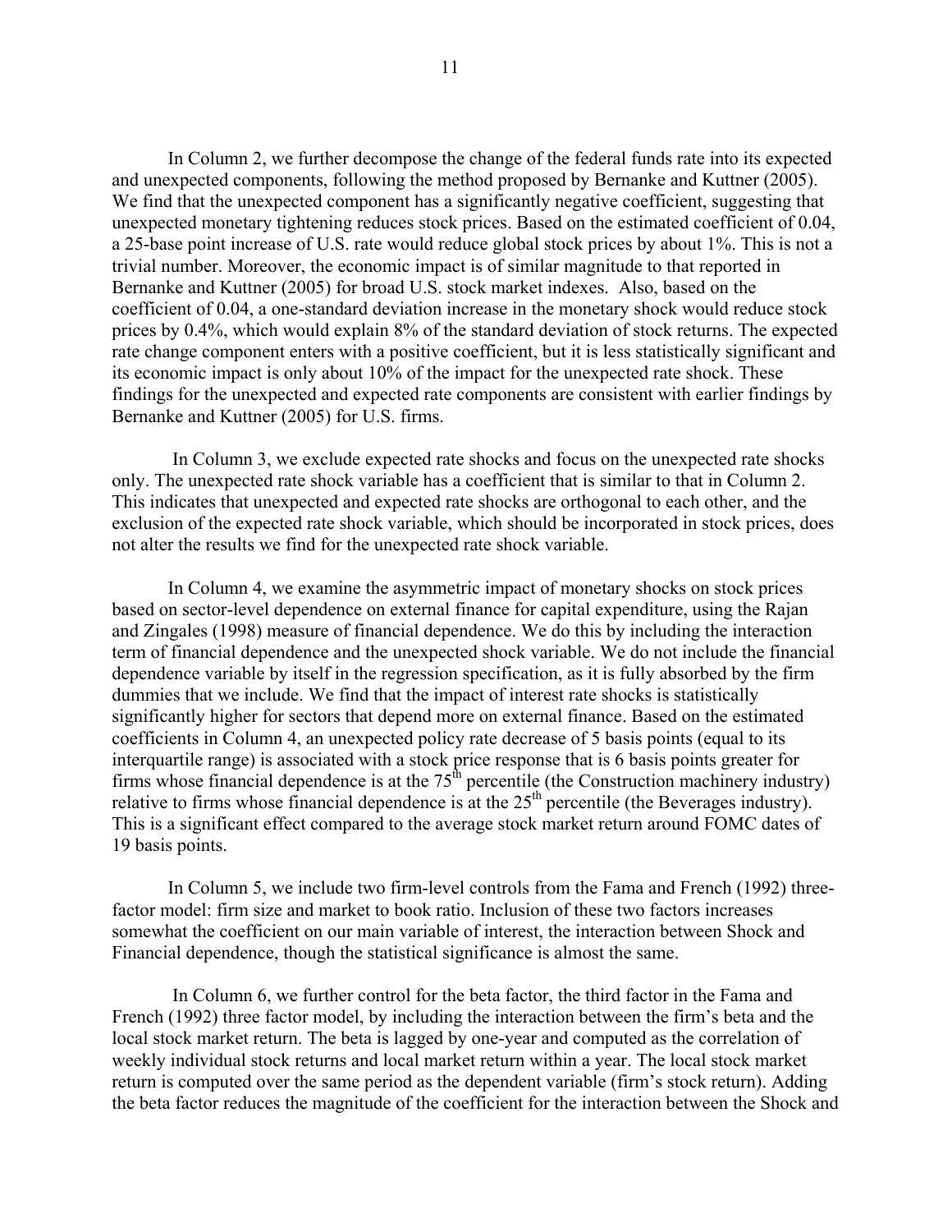In Column 2, we further decompose the change of the federal funds rate into its expected and unexpected components, following the method proposed by Bernanke and Kuttner (2005). We find that the unexpected component has a significantly negative coefficient, suggesting that unexpected monetary tightening reduces stock prices. Based on the estimated coefficient of 0.04, a 25-base point increase of U.S. rate would reduce global stock prices by about 1%. This is not a trivial number. Moreover, the economic impact is of similar magnitude to that reported in Bernanke and Kuttner (2005) for broad U.S. stock market indexes. Also, based on the coefficient of 0.04, a one-standard deviation increase in the monetary shock would reduce stock prices by 0.4%, which would explain 8% of the standard deviation of stock returns. The expected rate change component enters with a positive coefficient, but it is less statistically significant and its economic impact is only about 10% of the impact for the unexpected rate shock. These findings for the unexpected and expected rate components are consistent with earlier findings by Bernanke and Kuttner (2005) for U.S. firms.

In Column 3, we exclude expected rate shocks and focus on the unexpected rate shocks only. The unexpected rate shock variable has a coefficient that is similar to that in Column 2. This indicates that unexpected and expected rate shocks are orthogonal to each other, and the exclusion of the expected rate shock variable, which should be incorporated in stock prices, does not alter the results we find for the unexpected rate shock variable.

In Column 4, we examine the asymmetric impact of monetary shocks on stock prices based on sector-level dependence on external finance for capital expenditure, using the Rajan and Zingales (1998) measure of financial dependence. We do this by including the interaction term of financial dependence and the unexpected shock variable. We do not include the financial dependence variable by itself in the regression specification, as it is fully absorbed by the firm dummies that we include. We find that the impact of interest rate shocks is statistically significantly higher for sectors that depend more on external finance. Based on the estimated coefficients in Column 4, an unexpected policy rate decrease of 5 basis points (equal to its interquartile range) is associated with a stock price response that is 6 basis points greater for firms whose financial dependence is at the 75$^{th}$ percentile (the Construction machinery industry) relative to firms whose financial dependence is at the 25$^{th}$ percentile (the Beverages industry). This is a significant effect compared to the average stock market return around FOMC dates of 19 basis points.

In Column 5, we include two firm-level controls from the Fama and French (1992) three-factor model: firm size and market to book ratio. Inclusion of these two factors increases somewhat the coefficient on our main variable of interest, the interaction between Shock and Financial dependence, though the statistical significance is almost the same.

In Column 6, we further control for the beta factor, the third factor in the Fama and French (1992) three factor model, by including the interaction between the firm's beta and the local stock market return. The beta is lagged by one-year and computed as the correlation of weekly individual stock returns and local market return within a year. The local stock market return is computed over the same period as the dependent variable (firm's stock return). Adding the beta factor reduces the magnitude of the coefficient for the interaction between the Shock and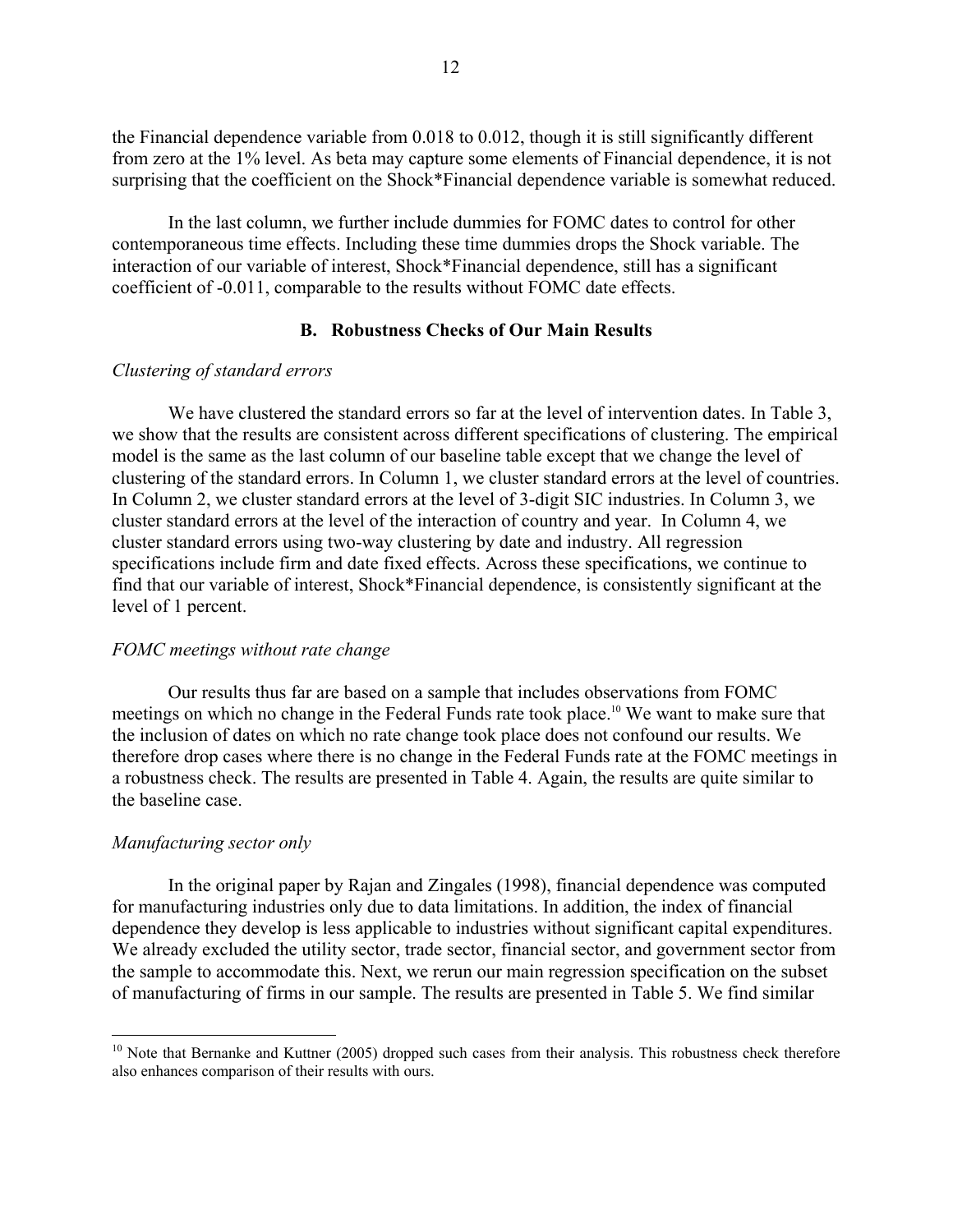the Financial dependence variable from 0.018 to 0.012, though it is still significantly different from zero at the 1% level. As beta may capture some elements of Financial dependence, it is not surprising that the coefficient on the Shock*Financial dependence variable is somewhat reduced.

In the last column, we further include dummies for FOMC dates to control for other contemporaneous time effects. Including these time dummies drops the Shock variable. The interaction of our variable of interest, Shock*Financial dependence, still has a significant coefficient of -0.011, comparable to the results without FOMC date effects.

### B. Robustness Checks of Our Main Results

*Clustering of standard errors*

We have clustered the standard errors so far at the level of intervention dates. In Table 3, we show that the results are consistent across different specifications of clustering. The empirical model is the same as the last column of our baseline table except that we change the level of clustering of the standard errors. In Column 1, we cluster standard errors at the level of countries. In Column 2, we cluster standard errors at the level of 3-digit SIC industries. In Column 3, we cluster standard errors at the level of the interaction of country and year. In Column 4, we cluster standard errors using two-way clustering by date and industry. All regression specifications include firm and date fixed effects. Across these specifications, we continue to find that our variable of interest, Shock*Financial dependence, is consistently significant at the level of 1 percent.

*FOMC meetings without rate change*

Our results thus far are based on a sample that includes observations from FOMC meetings on which no change in the Federal Funds rate took place.[10] We want to make sure that the inclusion of dates on which no rate change took place does not confound our results. We therefore drop cases where there is no change in the Federal Funds rate at the FOMC meetings in a robustness check. The results are presented in Table 4. Again, the results are quite similar to the baseline case.

*Manufacturing sector only*

In the original paper by Rajan and Zingales (1998), financial dependence was computed for manufacturing industries only due to data limitations. In addition, the index of financial dependence they develop is less applicable to industries without significant capital expenditures. We already excluded the utility sector, trade sector, financial sector, and government sector from the sample to accommodate this. Next, we rerun our main regression specification on the subset of manufacturing of firms in our sample. The results are presented in Table 5. We find similar

[10] Note that Bernanke and Kuttner (2005) dropped such cases from their analysis. This robustness check therefore also enhances comparison of their results with ours.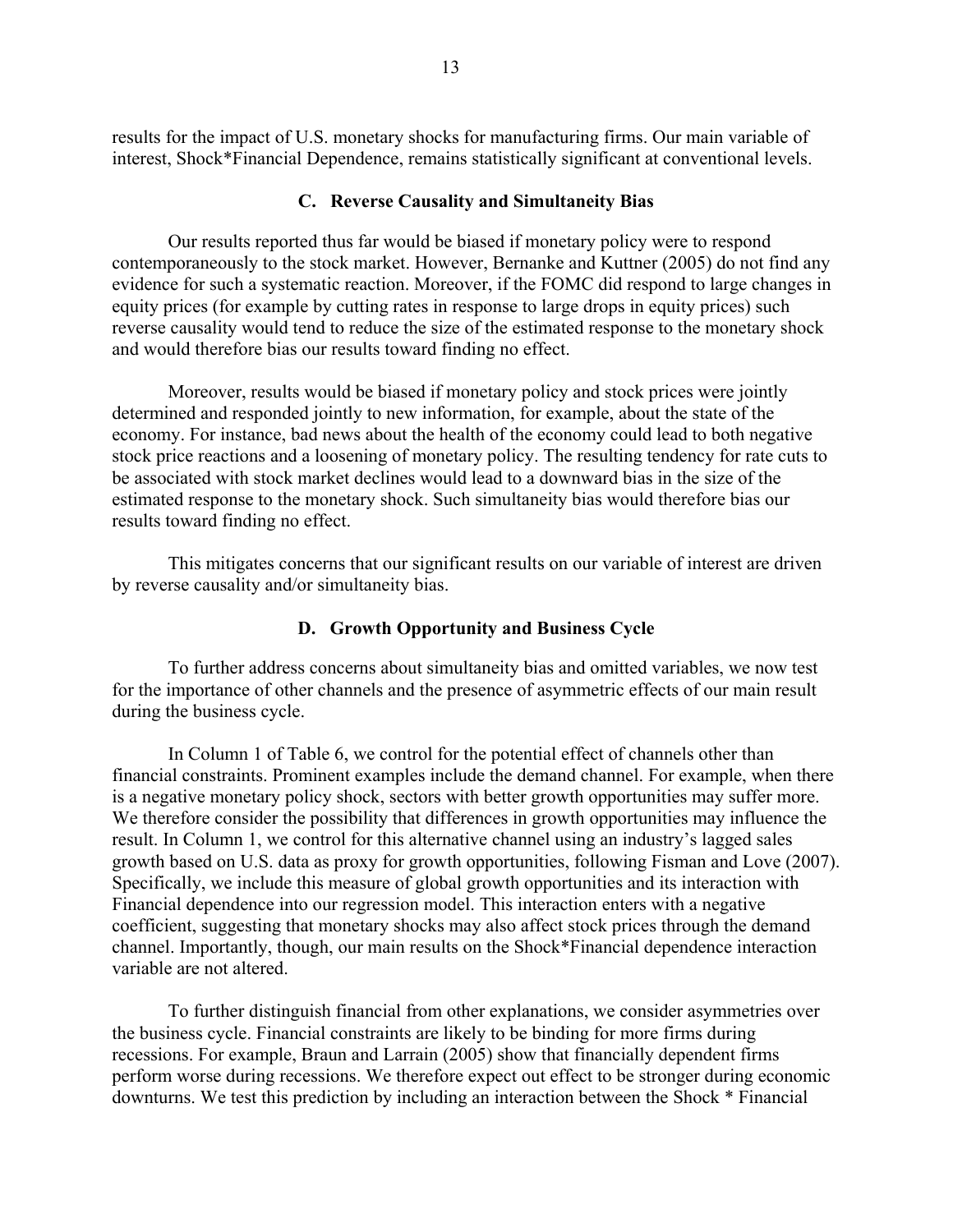results for the impact of U.S. monetary shocks for manufacturing firms. Our main variable of interest, Shock*Financial Dependence, remains statistically significant at conventional levels.

### C. Reverse Causality and Simultaneity Bias

Our results reported thus far would be biased if monetary policy were to respond contemporaneously to the stock market. However, Bernanke and Kuttner (2005) do not find any evidence for such a systematic reaction. Moreover, if the FOMC did respond to large changes in equity prices (for example by cutting rates in response to large drops in equity prices) such reverse causality would tend to reduce the size of the estimated response to the monetary shock and would therefore bias our results toward finding no effect.

Moreover, results would be biased if monetary policy and stock prices were jointly determined and responded jointly to new information, for example, about the state of the economy. For instance, bad news about the health of the economy could lead to both negative stock price reactions and a loosening of monetary policy. The resulting tendency for rate cuts to be associated with stock market declines would lead to a downward bias in the size of the estimated response to the monetary shock. Such simultaneity bias would therefore bias our results toward finding no effect.

This mitigates concerns that our significant results on our variable of interest are driven by reverse causality and/or simultaneity bias.

### D. Growth Opportunity and Business Cycle

To further address concerns about simultaneity bias and omitted variables, we now test for the importance of other channels and the presence of asymmetric effects of our main result during the business cycle.

In Column 1 of Table 6, we control for the potential effect of channels other than financial constraints. Prominent examples include the demand channel. For example, when there is a negative monetary policy shock, sectors with better growth opportunities may suffer more. We therefore consider the possibility that differences in growth opportunities may influence the result. In Column 1, we control for this alternative channel using an industry's lagged sales growth based on U.S. data as proxy for growth opportunities, following Fisman and Love (2007). Specifically, we include this measure of global growth opportunities and its interaction with Financial dependence into our regression model. This interaction enters with a negative coefficient, suggesting that monetary shocks may also affect stock prices through the demand channel. Importantly, though, our main results on the Shock*Financial dependence interaction variable are not altered.

To further distinguish financial from other explanations, we consider asymmetries over the business cycle. Financial constraints are likely to be binding for more firms during recessions. For example, Braun and Larrain (2005) show that financially dependent firms perform worse during recessions. We therefore expect out effect to be stronger during economic downturns. We test this prediction by including an interaction between the Shock * Financial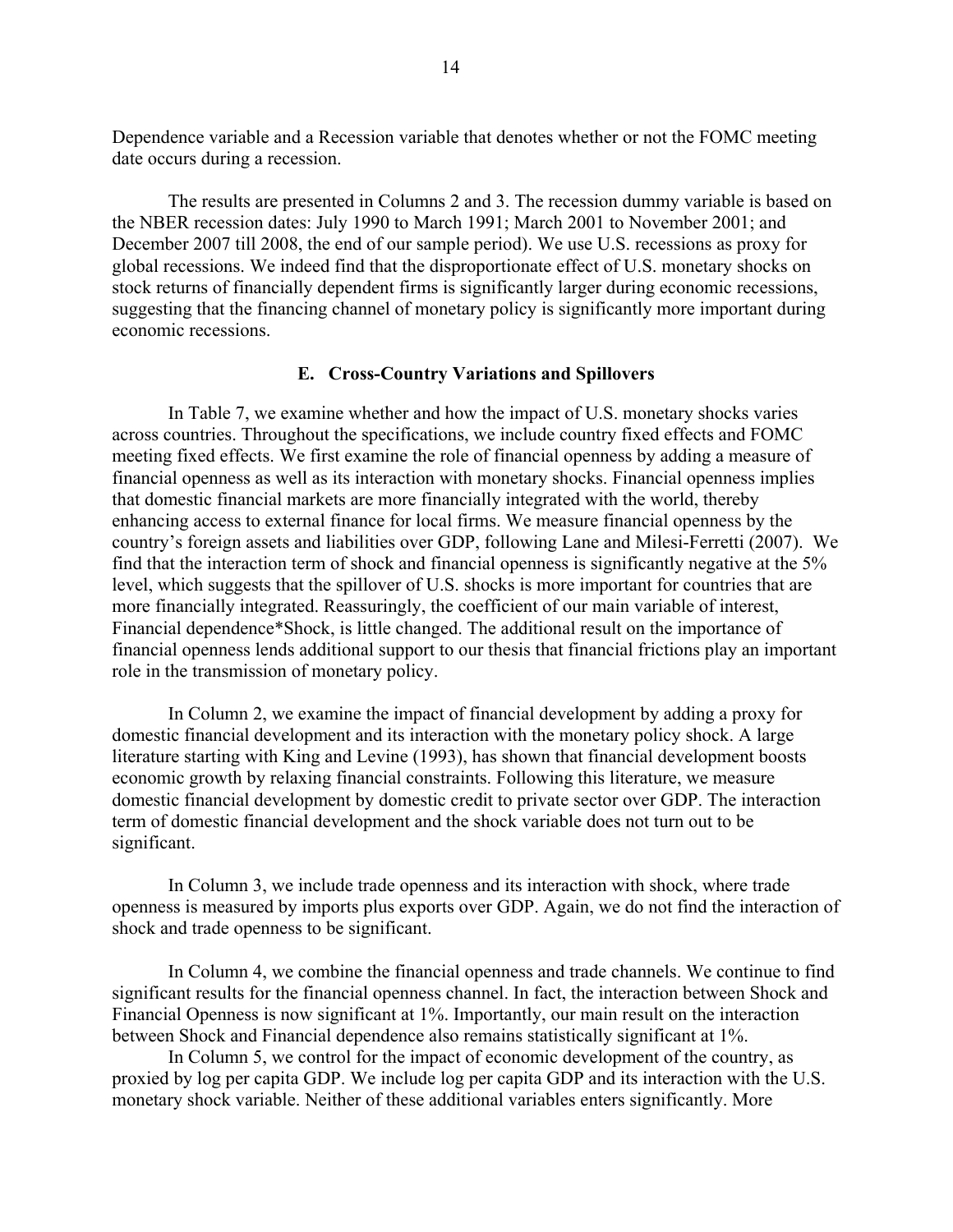Dependence variable and a Recession variable that denotes whether or not the FOMC meeting date occurs during a recession.

The results are presented in Columns 2 and 3. The recession dummy variable is based on the NBER recession dates: July 1990 to March 1991; March 2001 to November 2001; and December 2007 till 2008, the end of our sample period). We use U.S. recessions as proxy for global recessions. We indeed find that the disproportionate effect of U.S. monetary shocks on stock returns of financially dependent firms is significantly larger during economic recessions, suggesting that the financing channel of monetary policy is significantly more important during economic recessions.

### E. Cross-Country Variations and Spillovers

In Table 7, we examine whether and how the impact of U.S. monetary shocks varies across countries. Throughout the specifications, we include country fixed effects and FOMC meeting fixed effects. We first examine the role of financial openness by adding a measure of financial openness as well as its interaction with monetary shocks. Financial openness implies that domestic financial markets are more financially integrated with the world, thereby enhancing access to external finance for local firms. We measure financial openness by the country's foreign assets and liabilities over GDP, following Lane and Milesi-Ferretti (2007). We find that the interaction term of shock and financial openness is significantly negative at the 5% level, which suggests that the spillover of U.S. shocks is more important for countries that are more financially integrated. Reassuringly, the coefficient of our main variable of interest, Financial dependence*Shock, is little changed. The additional result on the importance of financial openness lends additional support to our thesis that financial frictions play an important role in the transmission of monetary policy.

In Column 2, we examine the impact of financial development by adding a proxy for domestic financial development and its interaction with the monetary policy shock. A large literature starting with King and Levine (1993), has shown that financial development boosts economic growth by relaxing financial constraints. Following this literature, we measure domestic financial development by domestic credit to private sector over GDP. The interaction term of domestic financial development and the shock variable does not turn out to be significant.

In Column 3, we include trade openness and its interaction with shock, where trade openness is measured by imports plus exports over GDP. Again, we do not find the interaction of shock and trade openness to be significant.

In Column 4, we combine the financial openness and trade channels. We continue to find significant results for the financial openness channel. In fact, the interaction between Shock and Financial Openness is now significant at 1%. Importantly, our main result on the interaction between Shock and Financial dependence also remains statistically significant at 1%.

In Column 5, we control for the impact of economic development of the country, as proxied by log per capita GDP. We include log per capita GDP and its interaction with the U.S. monetary shock variable. Neither of these additional variables enters significantly. More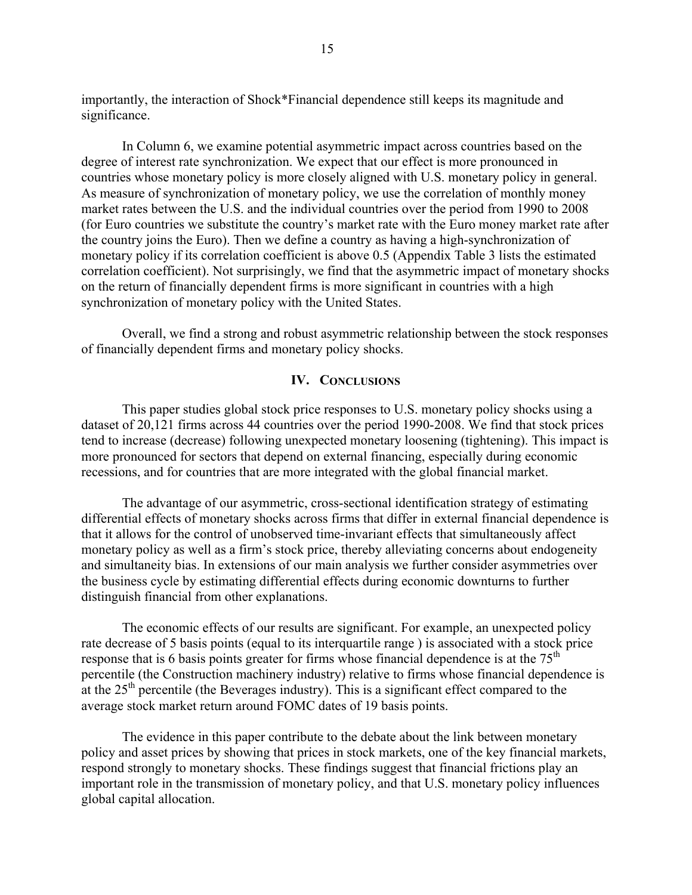importantly, the interaction of Shock*Financial dependence still keeps its magnitude and significance.

In Column 6, we examine potential asymmetric impact across countries based on the degree of interest rate synchronization. We expect that our effect is more pronounced in countries whose monetary policy is more closely aligned with U.S. monetary policy in general. As measure of synchronization of monetary policy, we use the correlation of monthly money market rates between the U.S. and the individual countries over the period from 1990 to 2008 (for Euro countries we substitute the country's market rate with the Euro money market rate after the country joins the Euro). Then we define a country as having a high-synchronization of monetary policy if its correlation coefficient is above 0.5 (Appendix Table 3 lists the estimated correlation coefficient). Not surprisingly, we find that the asymmetric impact of monetary shocks on the return of financially dependent firms is more significant in countries with a high synchronization of monetary policy with the United States.

Overall, we find a strong and robust asymmetric relationship between the stock responses of financially dependent firms and monetary policy shocks.

## IV. Conclusions

This paper studies global stock price responses to U.S. monetary policy shocks using a dataset of 20,121 firms across 44 countries over the period 1990-2008. We find that stock prices tend to increase (decrease) following unexpected monetary loosening (tightening). This impact is more pronounced for sectors that depend on external financing, especially during economic recessions, and for countries that are more integrated with the global financial market.

The advantage of our asymmetric, cross-sectional identification strategy of estimating differential effects of monetary shocks across firms that differ in external financial dependence is that it allows for the control of unobserved time-invariant effects that simultaneously affect monetary policy as well as a firm's stock price, thereby alleviating concerns about endogeneity and simultaneity bias. In extensions of our main analysis we further consider asymmetries over the business cycle by estimating differential effects during economic downturns to further distinguish financial from other explanations.

The economic effects of our results are significant. For example, an unexpected policy rate decrease of 5 basis points (equal to its interquartile range ) is associated with a stock price response that is 6 basis points greater for firms whose financial dependence is at the 75$^{th}$ percentile (the Construction machinery industry) relative to firms whose financial dependence is at the 25$^{th}$ percentile (the Beverages industry). This is a significant effect compared to the average stock market return around FOMC dates of 19 basis points.

The evidence in this paper contribute to the debate about the link between monetary policy and asset prices by showing that prices in stock markets, one of the key financial markets, respond strongly to monetary shocks. These findings suggest that financial frictions play an important role in the transmission of monetary policy, and that U.S. monetary policy influences global capital allocation.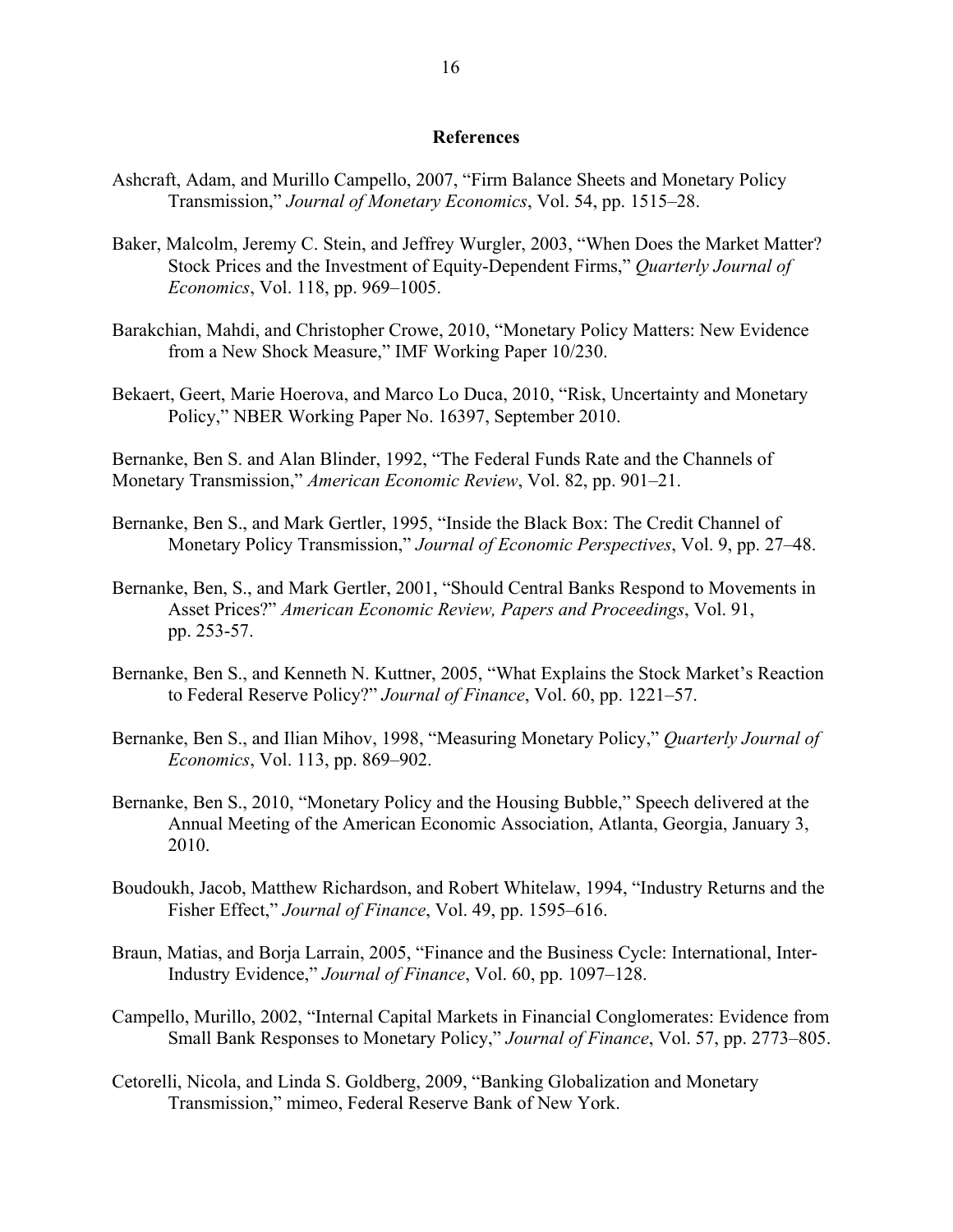## References

Ashcraft, Adam, and Murillo Campello, 2007, "Firm Balance Sheets and Monetary Policy Transmission," *Journal of Monetary Economics*, Vol. 54, pp. 1515–28.

Baker, Malcolm, Jeremy C. Stein, and Jeffrey Wurgler, 2003, "When Does the Market Matter? Stock Prices and the Investment of Equity-Dependent Firms," *Quarterly Journal of Economics*, Vol. 118, pp. 969–1005.

Barakchian, Mahdi, and Christopher Crowe, 2010, "Monetary Policy Matters: New Evidence from a New Shock Measure," IMF Working Paper 10/230.

Bekaert, Geert, Marie Hoerova, and Marco Lo Duca, 2010, "Risk, Uncertainty and Monetary Policy," NBER Working Paper No. 16397, September 2010.

Bernanke, Ben S. and Alan Blinder, 1992, "The Federal Funds Rate and the Channels of Monetary Transmission," *American Economic Review*, Vol. 82, pp. 901–21.

Bernanke, Ben S., and Mark Gertler, 1995, "Inside the Black Box: The Credit Channel of Monetary Policy Transmission," *Journal of Economic Perspectives*, Vol. 9, pp. 27–48.

Bernanke, Ben, S., and Mark Gertler, 2001, "Should Central Banks Respond to Movements in Asset Prices?" *American Economic Review, Papers and Proceedings*, Vol. 91, pp. 253-57.

Bernanke, Ben S., and Kenneth N. Kuttner, 2005, "What Explains the Stock Market's Reaction to Federal Reserve Policy?" *Journal of Finance*, Vol. 60, pp. 1221–57.

Bernanke, Ben S., and Ilian Mihov, 1998, "Measuring Monetary Policy," *Quarterly Journal of Economics*, Vol. 113, pp. 869–902.

Bernanke, Ben S., 2010, "Monetary Policy and the Housing Bubble," Speech delivered at the Annual Meeting of the American Economic Association, Atlanta, Georgia, January 3, 2010.

Boudoukh, Jacob, Matthew Richardson, and Robert Whitelaw, 1994, "Industry Returns and the Fisher Effect," *Journal of Finance*, Vol. 49, pp. 1595–616.

Braun, Matias, and Borja Larrain, 2005, "Finance and the Business Cycle: International, Inter-Industry Evidence," *Journal of Finance*, Vol. 60, pp. 1097–128.

Campello, Murillo, 2002, "Internal Capital Markets in Financial Conglomerates: Evidence from Small Bank Responses to Monetary Policy," *Journal of Finance*, Vol. 57, pp. 2773–805.

Cetorelli, Nicola, and Linda S. Goldberg, 2009, "Banking Globalization and Monetary Transmission," mimeo, Federal Reserve Bank of New York.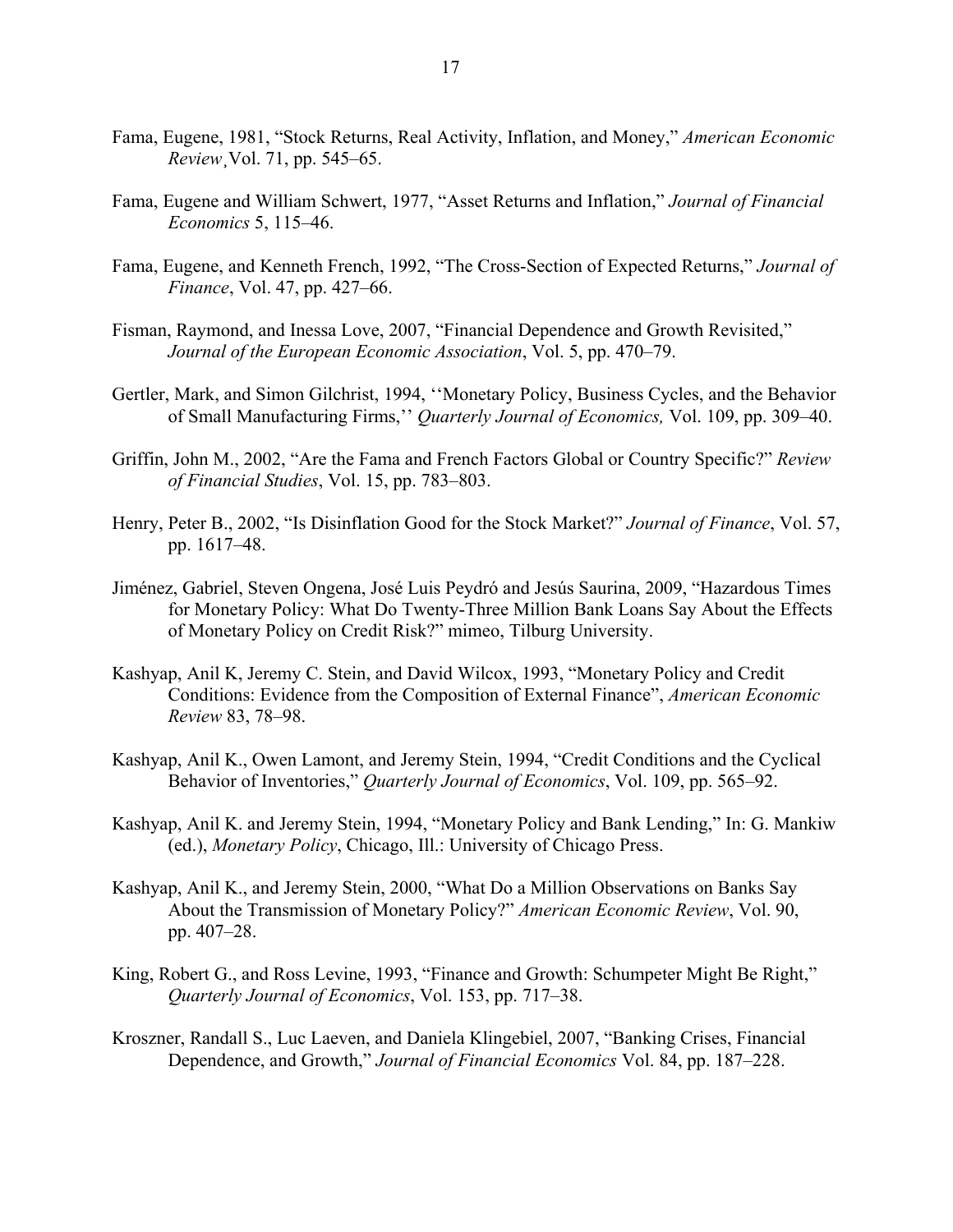Fama, Eugene, 1981, "Stock Returns, Real Activity, Inflation, and Money," *American Economic Review*¸Vol. 71, pp. 545–65.

Fama, Eugene and William Schwert, 1977, "Asset Returns and Inflation," *Journal of Financial Economics* 5, 115–46.

Fama, Eugene, and Kenneth French, 1992, "The Cross-Section of Expected Returns," *Journal of Finance*, Vol. 47, pp. 427–66.

Fisman, Raymond, and Inessa Love, 2007, "Financial Dependence and Growth Revisited," *Journal of the European Economic Association*, Vol. 5, pp. 470–79.

Gertler, Mark, and Simon Gilchrist, 1994, ''Monetary Policy, Business Cycles, and the Behavior of Small Manufacturing Firms,'' *Quarterly Journal of Economics,* Vol. 109, pp. 309–40.

Griffin, John M., 2002, "Are the Fama and French Factors Global or Country Specific?" *Review of Financial Studies*, Vol. 15, pp. 783–803.

Henry, Peter B., 2002, "Is Disinflation Good for the Stock Market?" *Journal of Finance*, Vol. 57, pp. 1617–48.

Jiménez, Gabriel, Steven Ongena, José Luis Peydró and Jesús Saurina, 2009, "Hazardous Times for Monetary Policy: What Do Twenty-Three Million Bank Loans Say About the Effects of Monetary Policy on Credit Risk?" mimeo, Tilburg University.

Kashyap, Anil K, Jeremy C. Stein, and David Wilcox, 1993, "Monetary Policy and Credit Conditions: Evidence from the Composition of External Finance", *American Economic Review* 83, 78–98.

Kashyap, Anil K., Owen Lamont, and Jeremy Stein, 1994, "Credit Conditions and the Cyclical Behavior of Inventories," *Quarterly Journal of Economics*, Vol. 109, pp. 565–92.

Kashyap, Anil K. and Jeremy Stein, 1994, "Monetary Policy and Bank Lending," In: G. Mankiw (ed.), *Monetary Policy*, Chicago, Ill.: University of Chicago Press.

Kashyap, Anil K., and Jeremy Stein, 2000, "What Do a Million Observations on Banks Say About the Transmission of Monetary Policy?" *American Economic Review*, Vol. 90, pp. 407–28.

King, Robert G., and Ross Levine, 1993, "Finance and Growth: Schumpeter Might Be Right," *Quarterly Journal of Economics*, Vol. 153, pp. 717–38.

Kroszner, Randall S., Luc Laeven, and Daniela Klingebiel, 2007, "Banking Crises, Financial Dependence, and Growth," *Journal of Financial Economics* Vol. 84, pp. 187–228.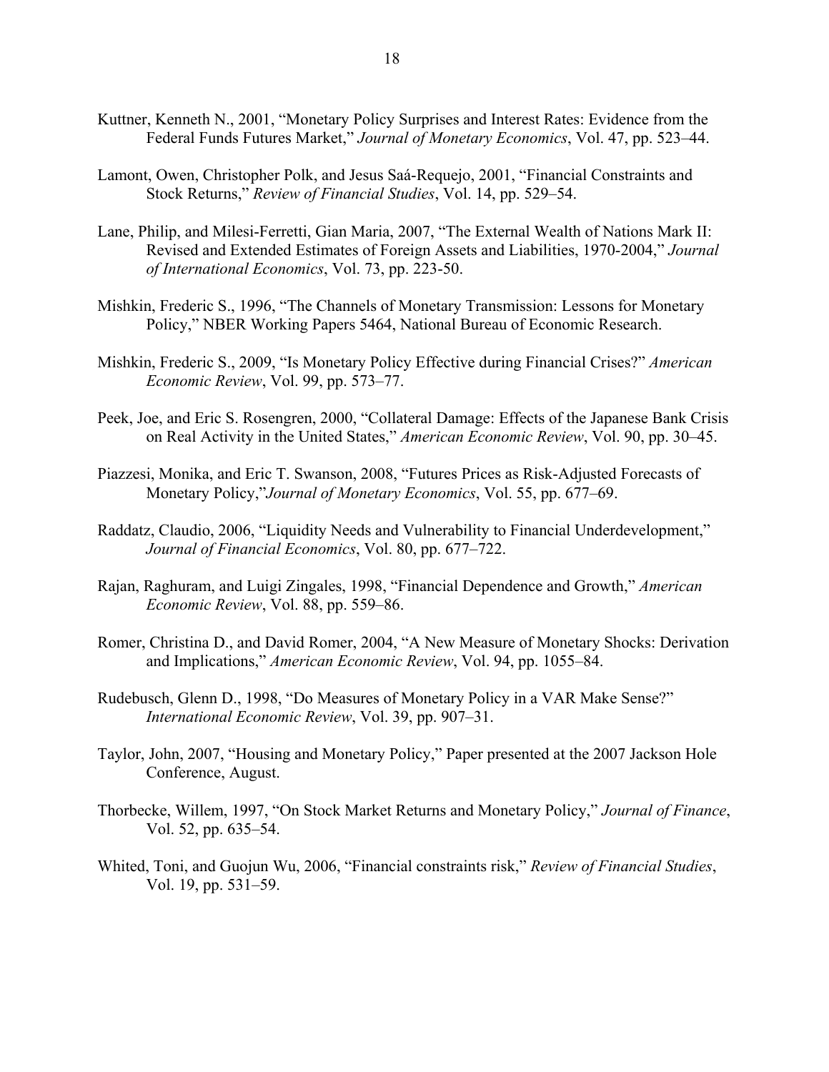Kuttner, Kenneth N., 2001, "Monetary Policy Surprises and Interest Rates: Evidence from the Federal Funds Futures Market," *Journal of Monetary Economics*, Vol. 47, pp. 523–44.

Lamont, Owen, Christopher Polk, and Jesus Saá-Requejo, 2001, "Financial Constraints and Stock Returns," *Review of Financial Studies*, Vol. 14, pp. 529–54.

Lane, Philip, and Milesi-Ferretti, Gian Maria, 2007, "The External Wealth of Nations Mark II: Revised and Extended Estimates of Foreign Assets and Liabilities, 1970-2004," *Journal of International Economics*, Vol. 73, pp. 223-50.

Mishkin, Frederic S., 1996, "The Channels of Monetary Transmission: Lessons for Monetary Policy," NBER Working Papers 5464, National Bureau of Economic Research.

Mishkin, Frederic S., 2009, "Is Monetary Policy Effective during Financial Crises?" *American Economic Review*, Vol. 99, pp. 573–77.

Peek, Joe, and Eric S. Rosengren, 2000, "Collateral Damage: Effects of the Japanese Bank Crisis on Real Activity in the United States," *American Economic Review*, Vol. 90, pp. 30–45.

Piazzesi, Monika, and Eric T. Swanson, 2008, "Futures Prices as Risk-Adjusted Forecasts of Monetary Policy,"*Journal of Monetary Economics*, Vol. 55, pp. 677–69.

Raddatz, Claudio, 2006, "Liquidity Needs and Vulnerability to Financial Underdevelopment," *Journal of Financial Economics*, Vol. 80, pp. 677–722.

Rajan, Raghuram, and Luigi Zingales, 1998, "Financial Dependence and Growth," *American Economic Review*, Vol. 88, pp. 559–86.

Romer, Christina D., and David Romer, 2004, "A New Measure of Monetary Shocks: Derivation and Implications," *American Economic Review*, Vol. 94, pp. 1055–84.

Rudebusch, Glenn D., 1998, "Do Measures of Monetary Policy in a VAR Make Sense?" *International Economic Review*, Vol. 39, pp. 907–31.

Taylor, John, 2007, "Housing and Monetary Policy," Paper presented at the 2007 Jackson Hole Conference, August.

Thorbecke, Willem, 1997, "On Stock Market Returns and Monetary Policy," *Journal of Finance*, Vol. 52, pp. 635–54.

Whited, Toni, and Guojun Wu, 2006, "Financial constraints risk," *Review of Financial Studies*, Vol. 19, pp. 531–59.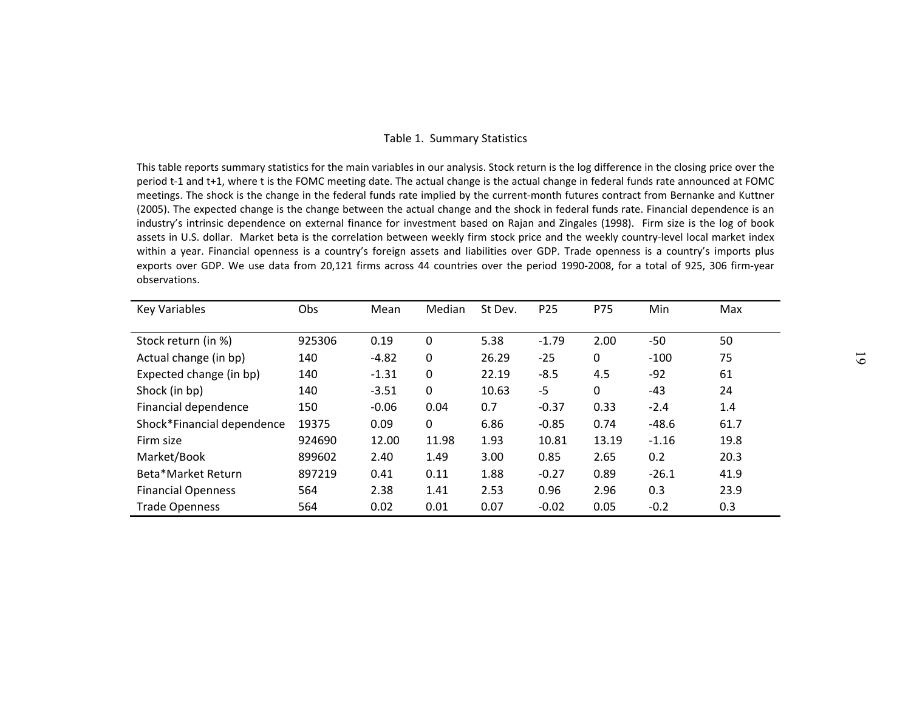Table 1. Summary Statistics

This table reports summary statistics for the main variables in our analysis. Stock return is the log difference in the closing price over the period t-1 and t+1, where t is the FOMC meeting date. The actual change is the actual change in federal funds rate announced at FOMC meetings. The shock is the change in the federal funds rate implied by the current-month futures contract from Bernanke and Kuttner (2005). The expected change is the change between the actual change and the shock in federal funds rate. Financial dependence is an industry's intrinsic dependence on external finance for investment based on Rajan and Zingales (1998). Firm size is the log of book assets in U.S. dollar. Market beta is the correlation between weekly firm stock price and the weekly country-level local market index within a year. Financial openness is a country's foreign assets and liabilities over GDP. Trade openness is a country's imports plus exports over GDP. We use data from 20,121 firms across 44 countries over the period 1990-2008, for a total of 925, 306 firm-year observations.

| Key Variables | Obs | Mean | Median | St Dev. | P25 | P75 | Min | Max |
|---|---|---|---|---|---|---|---|---|
| Stock return (in %) | 925306 | 0.19 | 0 | 5.38 | -1.79 | 2.00 | -50 | 50 |
| Actual change (in bp) | 140 | -4.82 | 0 | 26.29 | -25 | 0 | -100 | 75 |
| Expected change (in bp) | 140 | -1.31 | 0 | 22.19 | -8.5 | 4.5 | -92 | 61 |
| Shock (in bp) | 140 | -3.51 | 0 | 10.63 | -5 | 0 | -43 | 24 |
| Financial dependence | 150 | -0.06 | 0.04 | 0.7 | -0.37 | 0.33 | -2.4 | 1.4 |
| Shock*Financial dependence | 19375 | 0.09 | 0 | 6.86 | -0.85 | 0.74 | -48.6 | 61.7 |
| Firm size | 924690 | 12.00 | 11.98 | 1.93 | 10.81 | 13.19 | -1.16 | 19.8 |
| Market/Book | 899602 | 2.40 | 1.49 | 3.00 | 0.85 | 2.65 | 0.2 | 20.3 |
| Beta*Market Return | 897219 | 0.41 | 0.11 | 1.88 | -0.27 | 0.89 | -26.1 | 41.9 |
| Financial Openness | 564 | 2.38 | 1.41 | 2.53 | 0.96 | 2.96 | 0.3 | 23.9 |
| Trade Openness | 564 | 0.02 | 0.01 | 0.07 | -0.02 | 0.05 | -0.2 | 0.3 |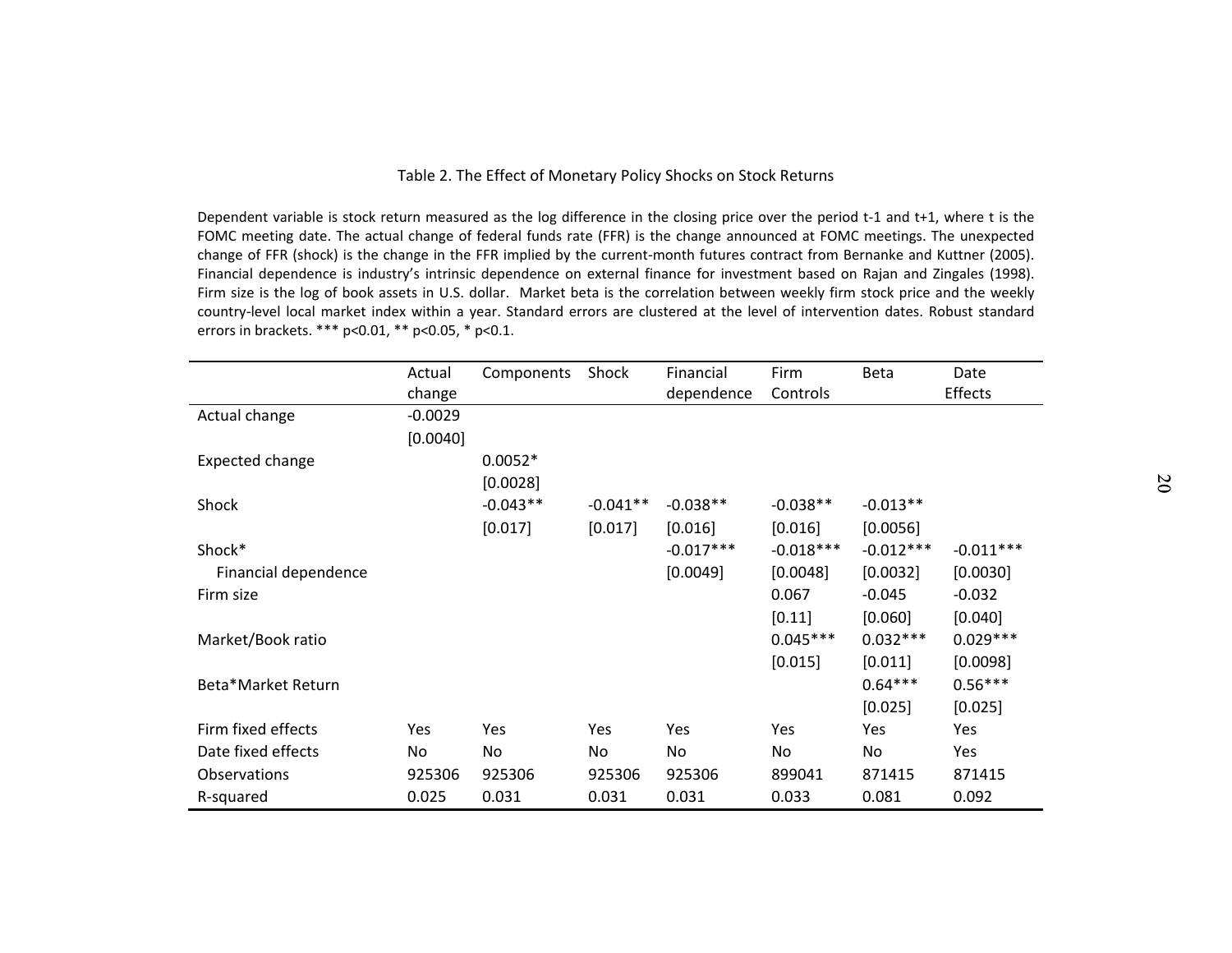Table 2. The Effect of Monetary Policy Shocks on Stock Returns

Dependent variable is stock return measured as the log difference in the closing price over the period t-1 and t+1, where t is the FOMC meeting date. The actual change of federal funds rate (FFR) is the change announced at FOMC meetings. The unexpected change of FFR (shock) is the change in the FFR implied by the current-month futures contract from Bernanke and Kuttner (2005). Financial dependence is industry's intrinsic dependence on external finance for investment based on Rajan and Zingales (1998). Firm size is the log of book assets in U.S. dollar. Market beta is the correlation between weekly firm stock price and the weekly country-level local market index within a year. Standard errors are clustered at the level of intervention dates. Robust standard errors in brackets. *** p<0.01, ** p<0.05, * p<0.1.

| | Actual change | Components | Shock | Financial dependence | Firm Controls | Beta | Date Effects |
|---|---|---|---|---|---|---|---|
| Actual change | -0.0029 | | | | | | |
| | [0.0040] | | | | | | |
| Expected change | | 0.0052* | | | | | |
| | | [0.0028] | | | | | |
| Shock | | -0.043** | -0.041** | -0.038** | -0.038** | -0.013** | |
| | | [0.017] | [0.017] | [0.016] | [0.016] | [0.0056] | |
| Shock* Financial dependence | | | | -0.017*** | -0.018*** | -0.012*** | -0.011*** |
| | | | | [0.0049] | [0.0048] | [0.0032] | [0.0030] |
| Firm size | | | | | 0.067 | -0.045 | -0.032 |
| | | | | | [0.11] | [0.060] | [0.040] |
| Market/Book ratio | | | | | 0.045*** | 0.032*** | 0.029*** |
| | | | | | [0.015] | [0.011] | [0.0098] |
| Beta*Market Return | | | | | | 0.64*** | 0.56*** |
| | | | | | | [0.025] | [0.025] |
| Firm fixed effects | Yes | Yes | Yes | Yes | Yes | Yes | Yes |
| Date fixed effects | No | No | No | No | No | No | Yes |
| Observations | 925306 | 925306 | 925306 | 925306 | 899041 | 871415 | 871415 |
| R-squared | 0.025 | 0.031 | 0.031 | 0.031 | 0.033 | 0.081 | 0.092 |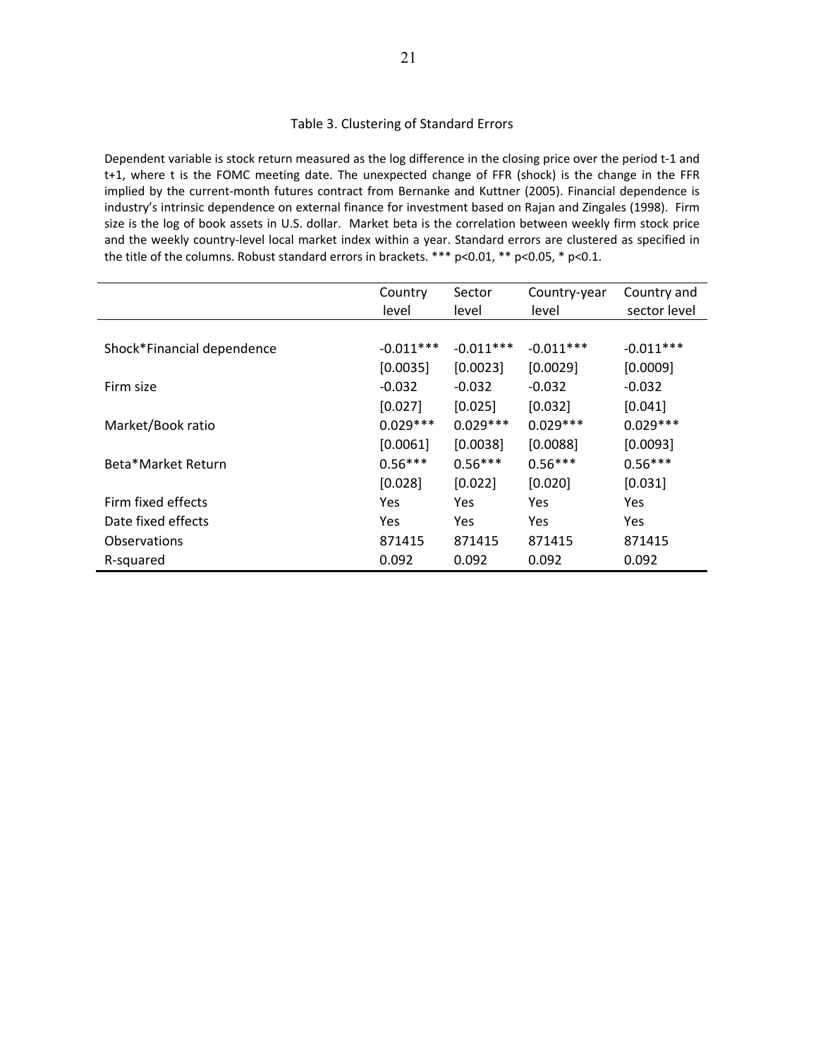## Table 3. Clustering of Standard Errors

Dependent variable is stock return measured as the log difference in the closing price over the period t-1 and t+1, where t is the FOMC meeting date. The unexpected change of FFR (shock) is the change in the FFR implied by the current-month futures contract from Bernanke and Kuttner (2005). Financial dependence is industry's intrinsic dependence on external finance for investment based on Rajan and Zingales (1998). Firm size is the log of book assets in U.S. dollar. Market beta is the correlation between weekly firm stock price and the weekly country-level local market index within a year. Standard errors are clustered as specified in the title of the columns. Robust standard errors in brackets. *** p<0.01, ** p<0.05, * p<0.1.

| | Country level | Sector level | Country-year level | Country and sector level |
|---|---|---|---|---|
| Shock*Financial dependence | -0.011*** | -0.011*** | -0.011*** | -0.011*** |
| | [0.0035] | [0.0023] | [0.0029] | [0.0009] |
| Firm size | -0.032 | -0.032 | -0.032 | -0.032 |
| | [0.027] | [0.025] | [0.032] | [0.041] |
| Market/Book ratio | 0.029*** | 0.029*** | 0.029*** | 0.029*** |
| | [0.0061] | [0.0038] | [0.0088] | [0.0093] |
| Beta*Market Return | 0.56*** | 0.56*** | 0.56*** | 0.56*** |
| | [0.028] | [0.022] | [0.020] | [0.031] |
| Firm fixed effects | Yes | Yes | Yes | Yes |
| Date fixed effects | Yes | Yes | Yes | Yes |
| Observations | 871415 | 871415 | 871415 | 871415 |
| R-squared | 0.092 | 0.092 | 0.092 | 0.092 |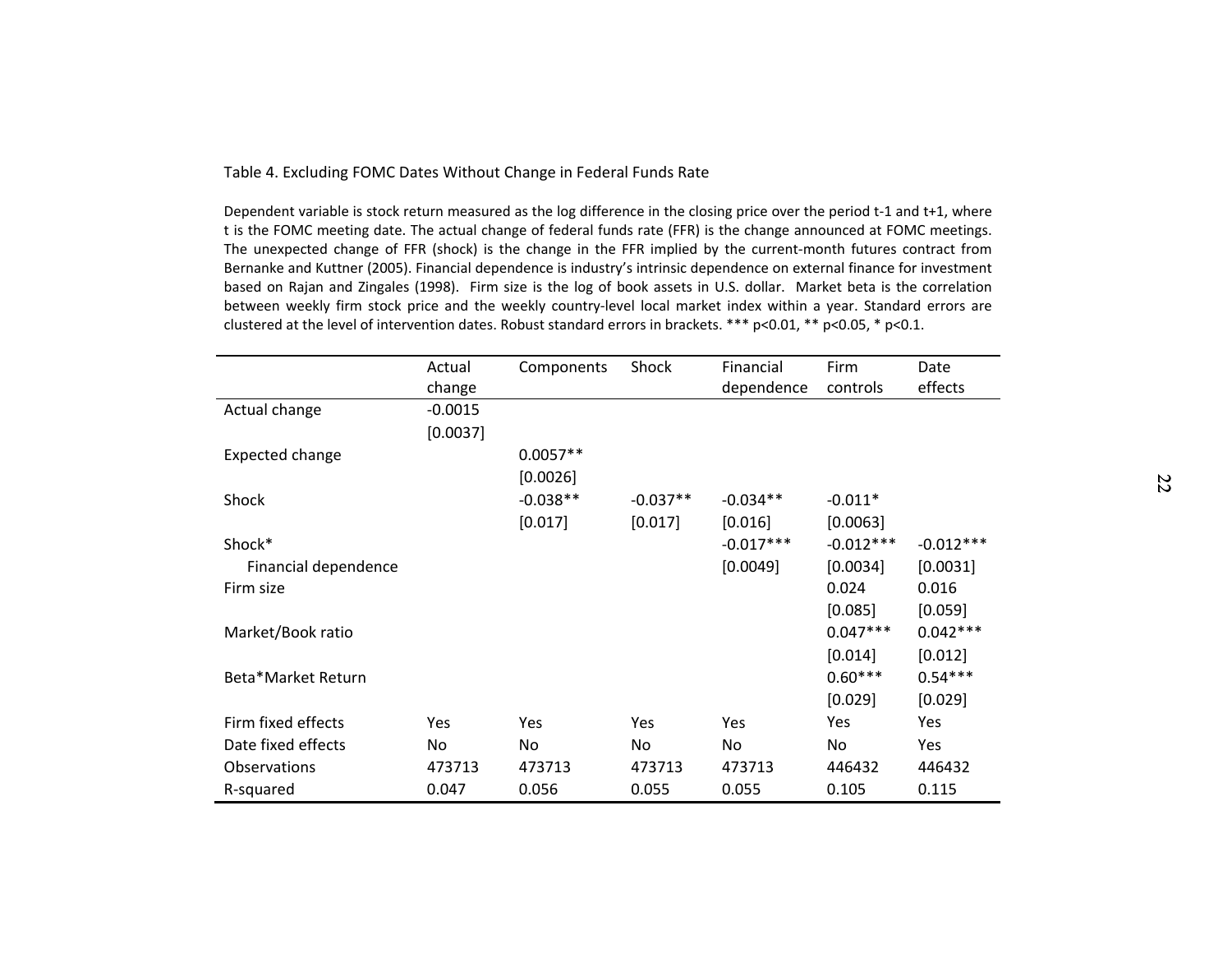Table 4. Excluding FOMC Dates Without Change in Federal Funds Rate

Dependent variable is stock return measured as the log difference in the closing price over the period t-1 and t+1, where t is the FOMC meeting date. The actual change of federal funds rate (FFR) is the change announced at FOMC meetings. The unexpected change of FFR (shock) is the change in the FFR implied by the current-month futures contract from Bernanke and Kuttner (2005). Financial dependence is industry's intrinsic dependence on external finance for investment based on Rajan and Zingales (1998). Firm size is the log of book assets in U.S. dollar. Market beta is the correlation between weekly firm stock price and the weekly country-level local market index within a year. Standard errors are clustered at the level of intervention dates. Robust standard errors in brackets. *** p<0.01, ** p<0.05, * p<0.1.

| | Actual change | Components | Shock | Financial dependence | Firm controls | Date effects |
|---|---|---|---|---|---|---|
| Actual change | -0.0015 | | | | | |
| | [0.0037] | | | | | |
| Expected change | | 0.0057** | | | | |
| | | [0.0026] | | | | |
| Shock | | -0.038** | -0.037** | -0.034** | -0.011* | |
| | | [0.017] | [0.017] | [0.016] | [0.0063] | |
| Shock* Financial dependence | | | | -0.017*** | -0.012*** | -0.012*** |
| | | | | [0.0049] | [0.0034] | [0.0031] |
| Firm size | | | | | 0.024 | 0.016 |
| | | | | | [0.085] | [0.059] |
| Market/Book ratio | | | | | 0.047*** | 0.042*** |
| | | | | | [0.014] | [0.012] |
| Beta*Market Return | | | | | 0.60*** | 0.54*** |
| | | | | | [0.029] | [0.029] |
| Firm fixed effects | Yes | Yes | Yes | Yes | Yes | Yes |
| Date fixed effects | No | No | No | No | No | Yes |
| Observations | 473713 | 473713 | 473713 | 473713 | 446432 | 446432 |
| R-squared | 0.047 | 0.056 | 0.055 | 0.055 | 0.105 | 0.115 |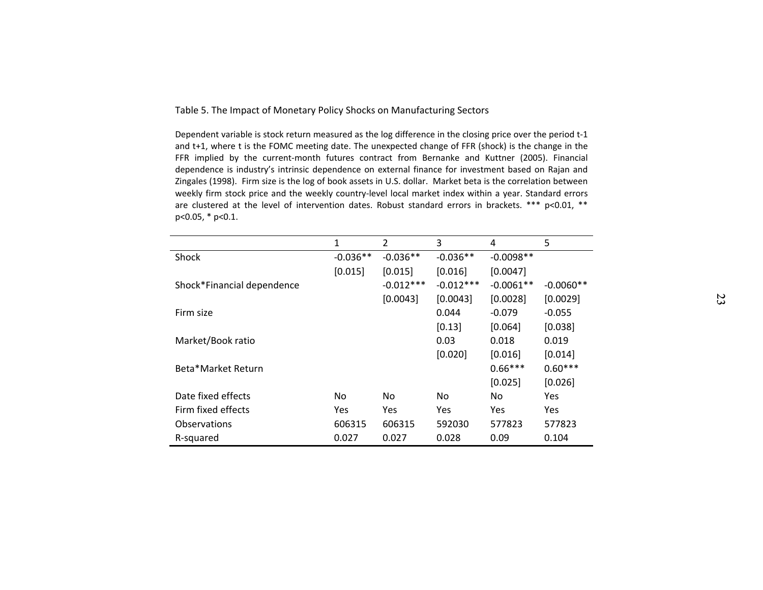Table 5. The Impact of Monetary Policy Shocks on Manufacturing Sectors

Dependent variable is stock return measured as the log difference in the closing price over the period t-1 and t+1, where t is the FOMC meeting date. The unexpected change of FFR (shock) is the change in the FFR implied by the current-month futures contract from Bernanke and Kuttner (2005). Financial dependence is industry's intrinsic dependence on external finance for investment based on Rajan and Zingales (1998). Firm size is the log of book assets in U.S. dollar. Market beta is the correlation between weekly firm stock price and the weekly country-level local market index within a year. Standard errors are clustered at the level of intervention dates. Robust standard errors in brackets. *** p<0.01, ** p<0.05, * p<0.1.

| | 1 | 2 | 3 | 4 | 5 |
|---|---|---|---|---|---|
| Shock | -0.036** | -0.036** | -0.036** | -0.0098** | |
| | [0.015] | [0.015] | [0.016] | [0.0047] | |
| Shock*Financial dependence | | -0.012*** | -0.012*** | -0.0061** | -0.0060** |
| | | [0.0043] | [0.0043] | [0.0028] | [0.0029] |
| Firm size | | | 0.044 | -0.079 | -0.055 |
| | | | [0.13] | [0.064] | [0.038] |
| Market/Book ratio | | | 0.03 | 0.018 | 0.019 |
| | | | [0.020] | [0.016] | [0.014] |
| Beta*Market Return | | | | 0.66*** | 0.60*** |
| | | | | [0.025] | [0.026] |
| Date fixed effects | No | No | No | No | Yes |
| Firm fixed effects | Yes | Yes | Yes | Yes | Yes |
| Observations | 606315 | 606315 | 592030 | 577823 | 577823 |
| R-squared | 0.027 | 0.027 | 0.028 | 0.09 | 0.104 |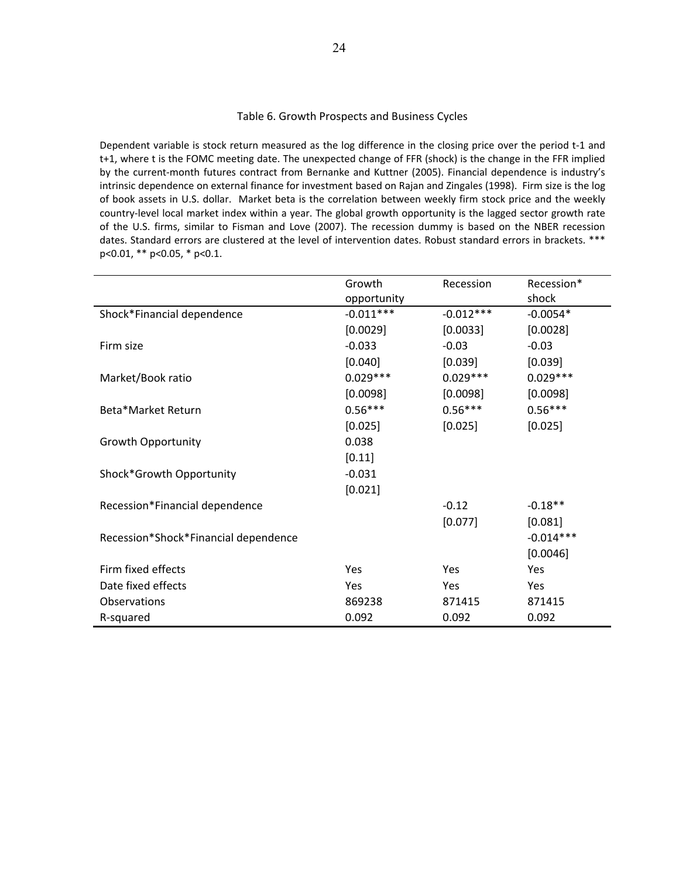Table 6. Growth Prospects and Business Cycles

Dependent variable is stock return measured as the log difference in the closing price over the period t-1 and t+1, where t is the FOMC meeting date. The unexpected change of FFR (shock) is the change in the FFR implied by the current-month futures contract from Bernanke and Kuttner (2005). Financial dependence is industry's intrinsic dependence on external finance for investment based on Rajan and Zingales (1998). Firm size is the log of book assets in U.S. dollar. Market beta is the correlation between weekly firm stock price and the weekly country-level local market index within a year. The global growth opportunity is the lagged sector growth rate of the U.S. firms, similar to Fisman and Love (2007). The recession dummy is based on the NBER recession dates. Standard errors are clustered at the level of intervention dates. Robust standard errors in brackets. *** p<0.01, ** p<0.05, * p<0.1.

| | Growth opportunity | Recession | Recession* shock |
|---|---|---|---|
| Shock*Financial dependence | -0.011*** | -0.012*** | -0.0054* |
| | [0.0029] | [0.0033] | [0.0028] |
| Firm size | -0.033 | -0.03 | -0.03 |
| | [0.040] | [0.039] | [0.039] |
| Market/Book ratio | 0.029*** | 0.029*** | 0.029*** |
| | [0.0098] | [0.0098] | [0.0098] |
| Beta*Market Return | 0.56*** | 0.56*** | 0.56*** |
| | [0.025] | [0.025] | [0.025] |
| Growth Opportunity | 0.038 | | |
| | [0.11] | | |
| Shock*Growth Opportunity | -0.031 | | |
| | [0.021] | | |
| Recession*Financial dependence | | -0.12 | -0.18** |
| | | [0.077] | [0.081] |
| Recession*Shock*Financial dependence | | | -0.014*** |
| | | | [0.0046] |
| Firm fixed effects | Yes | Yes | Yes |
| Date fixed effects | Yes | Yes | Yes |
| Observations | 869238 | 871415 | 871415 |
| R-squared | 0.092 | 0.092 | 0.092 |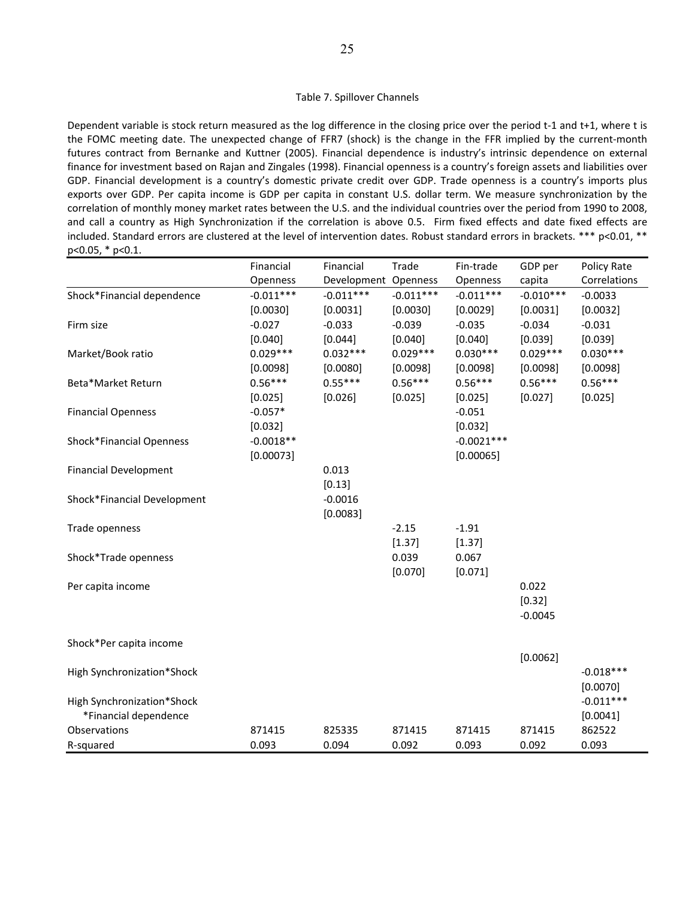Table 7. Spillover Channels

Dependent variable is stock return measured as the log difference in the closing price over the period t-1 and t+1, where t is the FOMC meeting date. The unexpected change of FFR7 (shock) is the change in the FFR implied by the current-month futures contract from Bernanke and Kuttner (2005). Financial dependence is industry's intrinsic dependence on external finance for investment based on Rajan and Zingales (1998). Financial openness is a country's foreign assets and liabilities over GDP. Financial development is a country's domestic private credit over GDP. Trade openness is a country's imports plus exports over GDP. Per capita income is GDP per capita in constant U.S. dollar term. We measure synchronization by the correlation of monthly money market rates between the U.S. and the individual countries over the period from 1990 to 2008, and call a country as High Synchronization if the correlation is above 0.5. Firm fixed effects and date fixed effects are included. Standard errors are clustered at the level of intervention dates. Robust standard errors in brackets. *** p<0.01, ** p<0.05, * p<0.1.

| | Financial Openness | Financial Development | Trade Openness | Fin-trade Openness | GDP per capita | Policy Rate Correlations |
|---|---|---|---|---|---|---|
| Shock*Financial dependence | -0.011*** | -0.011*** | -0.011*** | -0.011*** | -0.010*** | -0.0033 |
| | [0.0030] | [0.0031] | [0.0030] | [0.0029] | [0.0031] | [0.0032] |
| Firm size | -0.027 | -0.033 | -0.039 | -0.035 | -0.034 | -0.031 |
| | [0.040] | [0.044] | [0.040] | [0.040] | [0.039] | [0.039] |
| Market/Book ratio | 0.029*** | 0.032*** | 0.029*** | 0.030*** | 0.029*** | 0.030*** |
| | [0.0098] | [0.0080] | [0.0098] | [0.0098] | [0.0098] | [0.0098] |
| Beta*Market Return | 0.56*** | 0.55*** | 0.56*** | 0.56*** | 0.56*** | 0.56*** |
| | [0.025] | [0.026] | [0.025] | [0.025] | [0.027] | [0.025] |
| Financial Openness | -0.057* | | | -0.051 | | |
| | [0.032] | | | [0.032] | | |
| Shock*Financial Openness | -0.0018** | | | -0.0021*** | | |
| | [0.00073] | | | [0.00065] | | |
| Financial Development | | 0.013 | | | | |
| | | [0.13] | | | | |
| Shock*Financial Development | | -0.0016 | | | | |
| | | [0.0083] | | | | |
| Trade openness | | | -2.15 | -1.91 | | |
| | | | [1.37] | [1.37] | | |
| Shock*Trade openness | | | 0.039 | 0.067 | | |
| | | | [0.070] | [0.071] | | |
| Per capita income | | | | | 0.022 | |
| | | | | | [0.32] | |
| Shock*Per capita income | | | | | -0.0045 | |
| | | | | | [0.0062] | |
| High Synchronization*Shock | | | | | | -0.018*** |
| | | | | | | [0.0070] |
| High Synchronization*Shock *Financial dependence | | | | | | -0.011*** |
| | | | | | | [0.0041] |
| Observations | 871415 | 825335 | 871415 | 871415 | 871415 | 862522 |
| R-squared | 0.093 | 0.094 | 0.092 | 0.093 | 0.092 | 0.093 |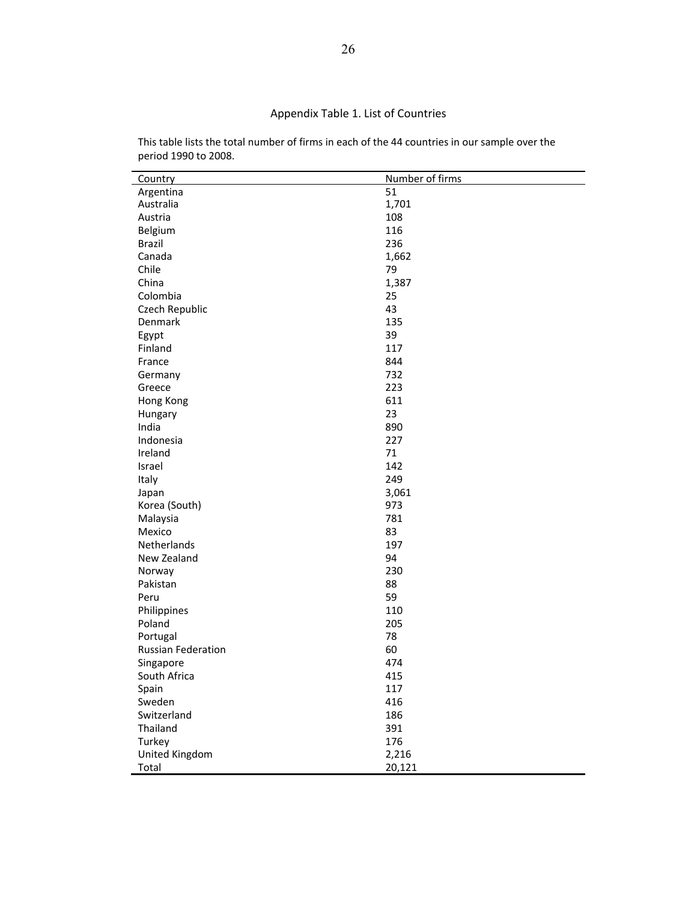Appendix Table 1. List of Countries

This table lists the total number of firms in each of the 44 countries in our sample over the period 1990 to 2008.

| Country | Number of firms |
|---|---|
| Argentina | 51 |
| Australia | 1,701 |
| Austria | 108 |
| Belgium | 116 |
| Brazil | 236 |
| Canada | 1,662 |
| Chile | 79 |
| China | 1,387 |
| Colombia | 25 |
| Czech Republic | 43 |
| Denmark | 135 |
| Egypt | 39 |
| Finland | 117 |
| France | 844 |
| Germany | 732 |
| Greece | 223 |
| Hong Kong | 611 |
| Hungary | 23 |
| India | 890 |
| Indonesia | 227 |
| Ireland | 71 |
| Israel | 142 |
| Italy | 249 |
| Japan | 3,061 |
| Korea (South) | 973 |
| Malaysia | 781 |
| Mexico | 83 |
| Netherlands | 197 |
| New Zealand | 94 |
| Norway | 230 |
| Pakistan | 88 |
| Peru | 59 |
| Philippines | 110 |
| Poland | 205 |
| Portugal | 78 |
| Russian Federation | 60 |
| Singapore | 474 |
| South Africa | 415 |
| Spain | 117 |
| Sweden | 416 |
| Switzerland | 186 |
| Thailand | 391 |
| Turkey | 176 |
| United Kingdom | 2,216 |
| Total | 20,121 |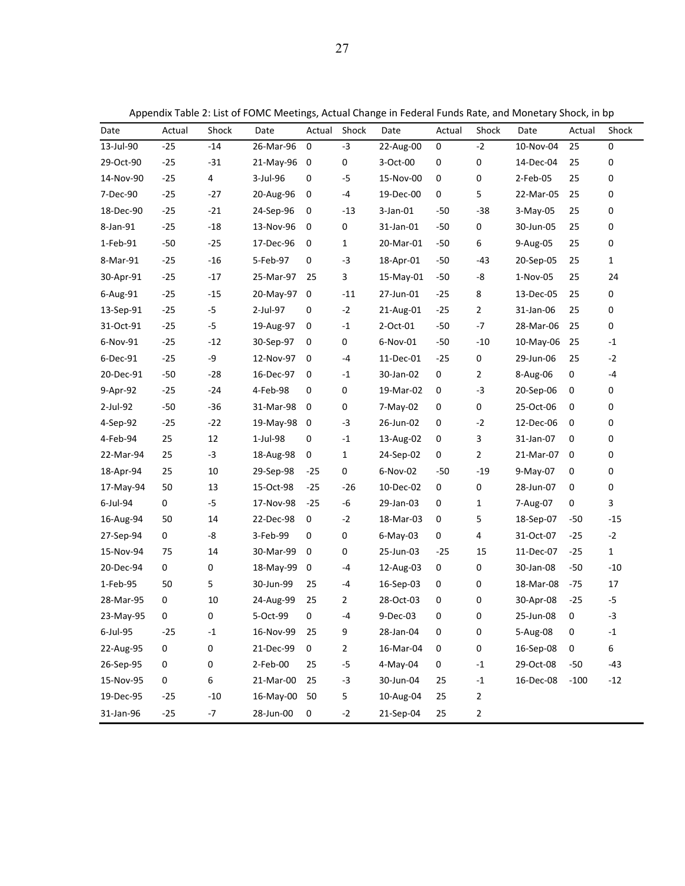Appendix Table 2: List of FOMC Meetings, Actual Change in Federal Funds Rate, and Monetary Shock, in bp

| Date | Actual | Shock | Date | Actual | Shock | Date | Actual | Shock | Date | Actual | Shock |
|---|---|---|---|---|---|---|---|---|---|---|---|
| 13-Jul-90 | -25 | -14 | 26-Mar-96 | 0 | -3 | 22-Aug-00 | 0 | -2 | 10-Nov-04 | 25 | 0 |
| 29-Oct-90 | -25 | -31 | 21-May-96 | 0 | 0 | 3-Oct-00 | 0 | 0 | 14-Dec-04 | 25 | 0 |
| 14-Nov-90 | -25 | 4 | 3-Jul-96 | 0 | -5 | 15-Nov-00 | 0 | 0 | 2-Feb-05 | 25 | 0 |
| 7-Dec-90 | -25 | -27 | 20-Aug-96 | 0 | -4 | 19-Dec-00 | 0 | 5 | 22-Mar-05 | 25 | 0 |
| 18-Dec-90 | -25 | -21 | 24-Sep-96 | 0 | -13 | 3-Jan-01 | -50 | -38 | 3-May-05 | 25 | 0 |
| 8-Jan-91 | -25 | -18 | 13-Nov-96 | 0 | 0 | 31-Jan-01 | -50 | 0 | 30-Jun-05 | 25 | 0 |
| 1-Feb-91 | -50 | -25 | 17-Dec-96 | 0 | 1 | 20-Mar-01 | -50 | 6 | 9-Aug-05 | 25 | 0 |
| 8-Mar-91 | -25 | -16 | 5-Feb-97 | 0 | -3 | 18-Apr-01 | -50 | -43 | 20-Sep-05 | 25 | 1 |
| 30-Apr-91 | -25 | -17 | 25-Mar-97 | 25 | 3 | 15-May-01 | -50 | -8 | 1-Nov-05 | 25 | 24 |
| 6-Aug-91 | -25 | -15 | 20-May-97 | 0 | -11 | 27-Jun-01 | -25 | 8 | 13-Dec-05 | 25 | 0 |
| 13-Sep-91 | -25 | -5 | 2-Jul-97 | 0 | -2 | 21-Aug-01 | -25 | 2 | 31-Jan-06 | 25 | 0 |
| 31-Oct-91 | -25 | -5 | 19-Aug-97 | 0 | -1 | 2-Oct-01 | -50 | -7 | 28-Mar-06 | 25 | 0 |
| 6-Nov-91 | -25 | -12 | 30-Sep-97 | 0 | 0 | 6-Nov-01 | -50 | -10 | 10-May-06 | 25 | -1 |
| 6-Dec-91 | -25 | -9 | 12-Nov-97 | 0 | -4 | 11-Dec-01 | -25 | 0 | 29-Jun-06 | 25 | -2 |
| 20-Dec-91 | -50 | -28 | 16-Dec-97 | 0 | -1 | 30-Jan-02 | 0 | 2 | 8-Aug-06 | 0 | -4 |
| 9-Apr-92 | -25 | -24 | 4-Feb-98 | 0 | 0 | 19-Mar-02 | 0 | -3 | 20-Sep-06 | 0 | 0 |
| 2-Jul-92 | -50 | -36 | 31-Mar-98 | 0 | 0 | 7-May-02 | 0 | 0 | 25-Oct-06 | 0 | 0 |
| 4-Sep-92 | -25 | -22 | 19-May-98 | 0 | -3 | 26-Jun-02 | 0 | -2 | 12-Dec-06 | 0 | 0 |
| 4-Feb-94 | 25 | 12 | 1-Jul-98 | 0 | -1 | 13-Aug-02 | 0 | 3 | 31-Jan-07 | 0 | 0 |
| 22-Mar-94 | 25 | -3 | 18-Aug-98 | 0 | 1 | 24-Sep-02 | 0 | 2 | 21-Mar-07 | 0 | 0 |
| 18-Apr-94 | 25 | 10 | 29-Sep-98 | -25 | 0 | 6-Nov-02 | -50 | -19 | 9-May-07 | 0 | 0 |
| 17-May-94 | 50 | 13 | 15-Oct-98 | -25 | -26 | 10-Dec-02 | 0 | 0 | 28-Jun-07 | 0 | 0 |
| 6-Jul-94 | 0 | -5 | 17-Nov-98 | -25 | -6 | 29-Jan-03 | 0 | 1 | 7-Aug-07 | 0 | 3 |
| 16-Aug-94 | 50 | 14 | 22-Dec-98 | 0 | -2 | 18-Mar-03 | 0 | 5 | 18-Sep-07 | -50 | -15 |
| 27-Sep-94 | 0 | -8 | 3-Feb-99 | 0 | 0 | 6-May-03 | 0 | 4 | 31-Oct-07 | -25 | -2 |
| 15-Nov-94 | 75 | 14 | 30-Mar-99 | 0 | 0 | 25-Jun-03 | -25 | 15 | 11-Dec-07 | -25 | 1 |
| 20-Dec-94 | 0 | 0 | 18-May-99 | 0 | -4 | 12-Aug-03 | 0 | 0 | 30-Jan-08 | -50 | -10 |
| 1-Feb-95 | 50 | 5 | 30-Jun-99 | 25 | -4 | 16-Sep-03 | 0 | 0 | 18-Mar-08 | -75 | 17 |
| 28-Mar-95 | 0 | 10 | 24-Aug-99 | 25 | 2 | 28-Oct-03 | 0 | 0 | 30-Apr-08 | -25 | -5 |
| 23-May-95 | 0 | 0 | 5-Oct-99 | 0 | -4 | 9-Dec-03 | 0 | 0 | 25-Jun-08 | 0 | -3 |
| 6-Jul-95 | -25 | -1 | 16-Nov-99 | 25 | 9 | 28-Jan-04 | 0 | 0 | 5-Aug-08 | 0 | -1 |
| 22-Aug-95 | 0 | 0 | 21-Dec-99 | 0 | 2 | 16-Mar-04 | 0 | 0 | 16-Sep-08 | 0 | 6 |
| 26-Sep-95 | 0 | 0 | 2-Feb-00 | 25 | -5 | 4-May-04 | 0 | -1 | 29-Oct-08 | -50 | -43 |
| 15-Nov-95 | 0 | 6 | 21-Mar-00 | 25 | -3 | 30-Jun-04 | 25 | -1 | 16-Dec-08 | -100 | -12 |
| 19-Dec-95 | -25 | -10 | 16-May-00 | 50 | 5 | 10-Aug-04 | 25 | 2 | | | |
| 31-Jan-96 | -25 | -7 | 28-Jun-00 | 0 | -2 | 21-Sep-04 | 25 | 2 | | | |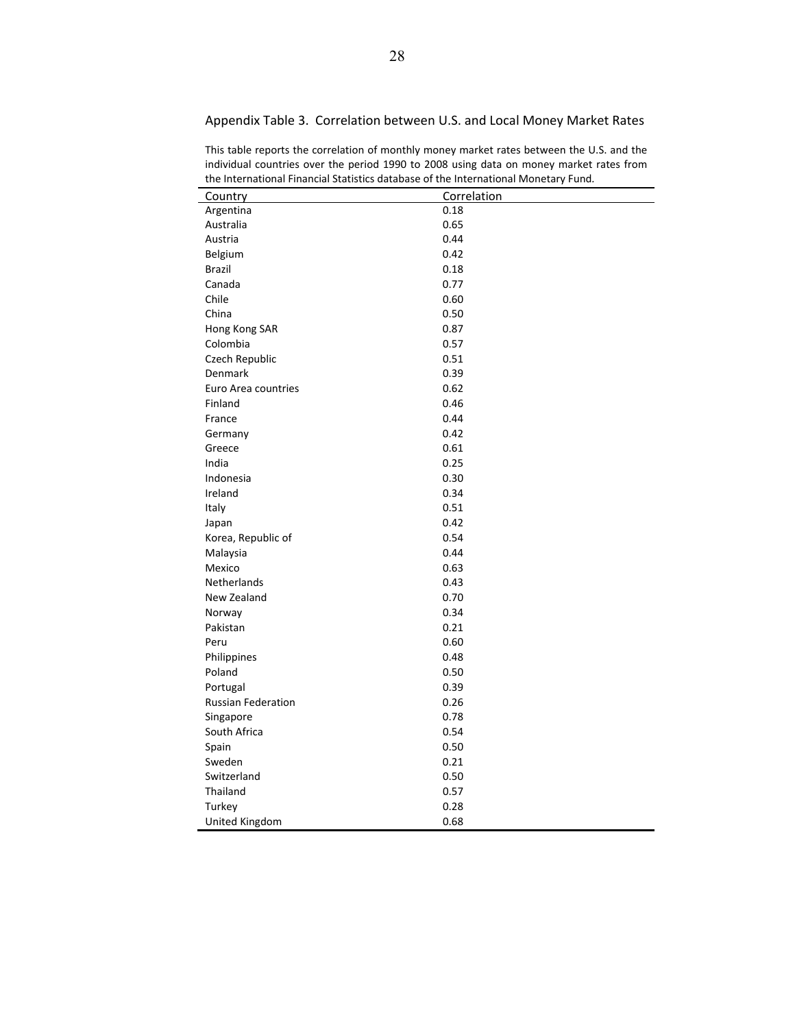Appendix Table 3. Correlation between U.S. and Local Money Market Rates

This table reports the correlation of monthly money market rates between the U.S. and the individual countries over the period 1990 to 2008 using data on money market rates from the International Financial Statistics database of the International Monetary Fund.

| Country | Correlation |
|---|---|
| Argentina | 0.18 |
| Australia | 0.65 |
| Austria | 0.44 |
| Belgium | 0.42 |
| Brazil | 0.18 |
| Canada | 0.77 |
| Chile | 0.60 |
| China | 0.50 |
| Hong Kong SAR | 0.87 |
| Colombia | 0.57 |
| Czech Republic | 0.51 |
| Denmark | 0.39 |
| Euro Area countries | 0.62 |
| Finland | 0.46 |
| France | 0.44 |
| Germany | 0.42 |
| Greece | 0.61 |
| India | 0.25 |
| Indonesia | 0.30 |
| Ireland | 0.34 |
| Italy | 0.51 |
| Japan | 0.42 |
| Korea, Republic of | 0.54 |
| Malaysia | 0.44 |
| Mexico | 0.63 |
| Netherlands | 0.43 |
| New Zealand | 0.70 |
| Norway | 0.34 |
| Pakistan | 0.21 |
| Peru | 0.60 |
| Philippines | 0.48 |
| Poland | 0.50 |
| Portugal | 0.39 |
| Russian Federation | 0.26 |
| Singapore | 0.78 |
| South Africa | 0.54 |
| Spain | 0.50 |
| Sweden | 0.21 |
| Switzerland | 0.50 |
| Thailand | 0.57 |
| Turkey | 0.28 |
| United Kingdom | 0.68 |